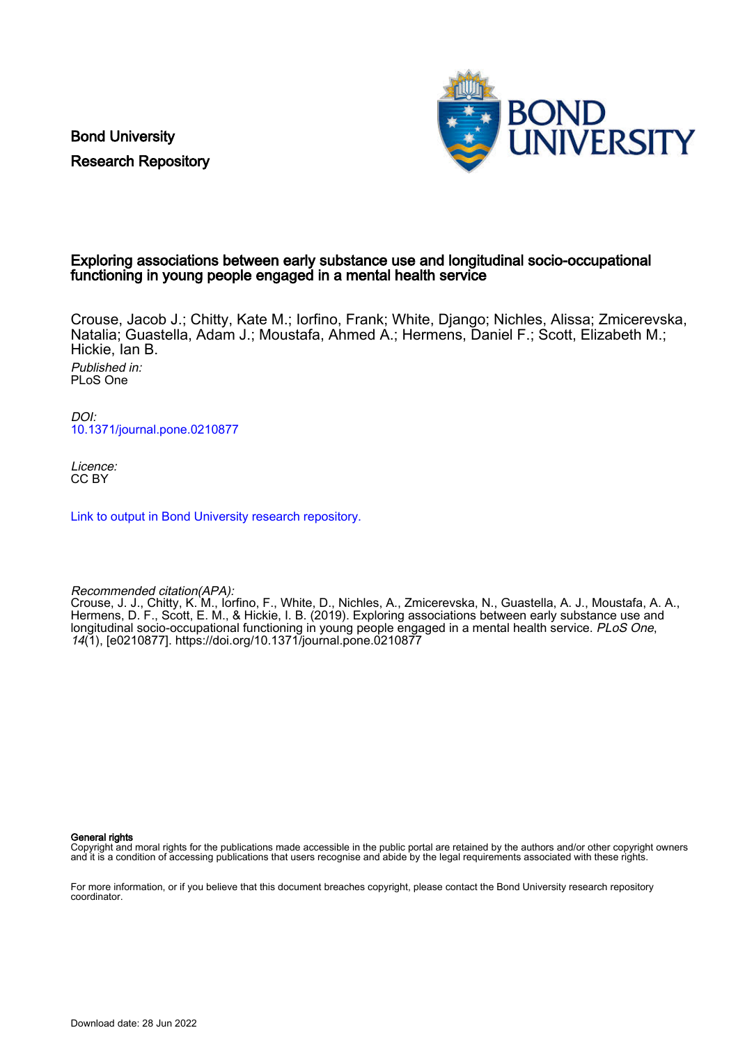Bond University

Research Repository

# Exploring associations between early substance use and longitudinal socio-occupational functioning in young people engaged in a mental health service

Crouse, Jacob J.; Chitty, Kate M.; Iorfino, Frank; White, Django; Nichles, Alissa; Zmicerevska, Natalia; Guastella, Adam J.; Moustafa, Ahmed A.; Hermens, Daniel F.; Scott, Elizabeth M.; Hickie, Ian B.

*Published in:*
PLoS One

*DOI:*
10.1371/journal.pone.0210877

*Licence:*
CC BY

Link to output in Bond University research repository.

*Recommended citation(APA):*
Crouse, J. J., Chitty, K. M., Iorfino, F., White, D., Nichles, A., Zmicerevska, N., Guastella, A. J., Moustafa, A. A., Hermens, D. F., Scott, E. M., & Hickie, I. B. (2019). Exploring associations between early substance use and longitudinal socio-occupational functioning in young people engaged in a mental health service. *PLoS One*, *14*(1), [e0210877]. https://doi.org/10.1371/journal.pone.0210877

**General rights**
Copyright and moral rights for the publications made accessible in the public portal are retained by the authors and/or other copyright owners and it is a condition of accessing publications that users recognise and abide by the legal requirements associated with these rights.

For more information, or if you believe that this document breaches copyright, please contact the Bond University research repository coordinator.

Download date: 28 Jun 2022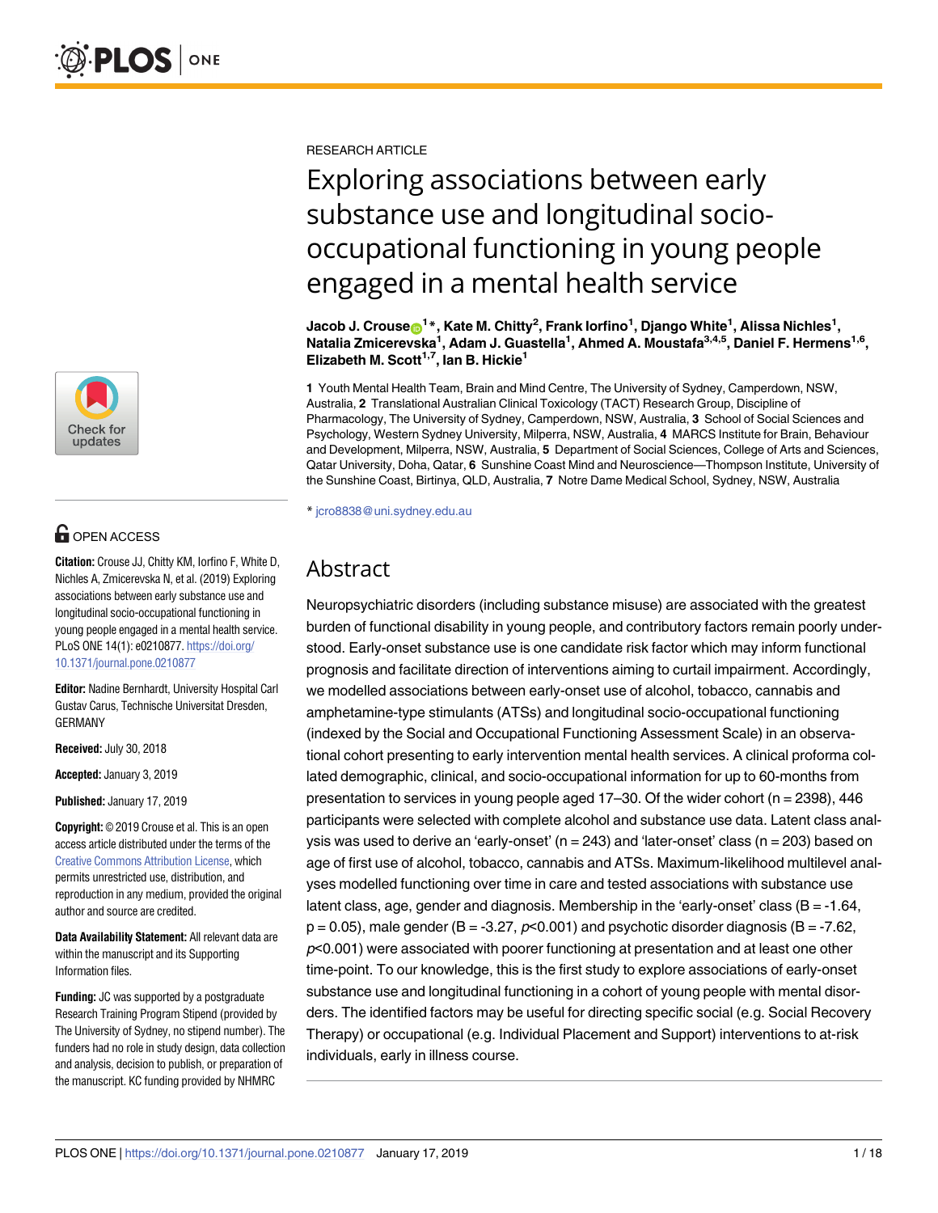RESEARCH ARTICLE

# Exploring associations between early substance use and longitudinal socio-occupational functioning in young people engaged in a mental health service

**Jacob J. Crouse**[1]*, **Kate M. Chitty**[2], **Frank Iorfino**[1], **Django White**[1], **Alissa Nichles**[1], **Natalia Zmicerevska**[1], **Adam J. Guastella**[1], **Ahmed A. Moustafa**[3,4,5], **Daniel F. Hermens**[1,6], **Elizabeth M. Scott**[1,7], **Ian B. Hickie**[1]

**1** Youth Mental Health Team, Brain and Mind Centre, The University of Sydney, Camperdown, NSW, Australia, **2** Translational Australian Clinical Toxicology (TACT) Research Group, Discipline of Pharmacology, The University of Sydney, Camperdown, NSW, Australia, **3** School of Social Sciences and Psychology, Western Sydney University, Milperra, NSW, Australia, **4** MARCS Institute for Brain, Behaviour and Development, Milperra, NSW, Australia, **5** Department of Social Sciences, College of Arts and Sciences, Qatar University, Doha, Qatar, **6** Sunshine Coast Mind and Neuroscience—Thompson Institute, University of the Sunshine Coast, Birtinya, QLD, Australia, **7** Notre Dame Medical School, Sydney, NSW, Australia

* jcro8838@uni.sydney.edu.au

## Abstract

Neuropsychiatric disorders (including substance misuse) are associated with the greatest burden of functional disability in young people, and contributory factors remain poorly understood. Early-onset substance use is one candidate risk factor which may inform functional prognosis and facilitate direction of interventions aiming to curtail impairment. Accordingly, we modelled associations between early-onset use of alcohol, tobacco, cannabis and amphetamine-type stimulants (ATSs) and longitudinal socio-occupational functioning (indexed by the Social and Occupational Functioning Assessment Scale) in an observational cohort presenting to early intervention mental health services. A clinical proforma collated demographic, clinical, and socio-occupational information for up to 60-months from presentation to services in young people aged 17–30. Of the wider cohort (n = 2398), 446 participants were selected with complete alcohol and substance use data. Latent class analysis was used to derive an 'early-onset' (n = 243) and 'later-onset' class (n = 203) based on age of first use of alcohol, tobacco, cannabis and ATSs. Maximum-likelihood multilevel analyses modelled functioning over time in care and tested associations with substance use latent class, age, gender and diagnosis. Membership in the 'early-onset' class (B = -1.64, p = 0.05), male gender (B = -3.27, $p$<0.001) and psychotic disorder diagnosis (B = -7.62, $p$<0.001) were associated with poorer functioning at presentation and at least one other time-point. To our knowledge, this is the first study to explore associations of early-onset substance use and longitudinal functioning in a cohort of young people with mental disorders. The identified factors may be useful for directing specific social (e.g. Social Recovery Therapy) or occupational (e.g. Individual Placement and Support) interventions to at-risk individuals, early in illness course.

OPEN ACCESS

**Citation:** Crouse JJ, Chitty KM, Iorfino F, White D, Nichles A, Zmicerevska N, et al. (2019) Exploring associations between early substance use and longitudinal socio-occupational functioning in young people engaged in a mental health service. PLoS ONE 14(1): e0210877. https://doi.org/10.1371/journal.pone.0210877

**Editor:** Nadine Bernhardt, University Hospital Carl Gustav Carus, Technische Universitat Dresden, GERMANY

**Received:** July 30, 2018

**Accepted:** January 3, 2019

**Published:** January 17, 2019

**Copyright:** © 2019 Crouse et al. This is an open access article distributed under the terms of the Creative Commons Attribution License, which permits unrestricted use, distribution, and reproduction in any medium, provided the original author and source are credited.

**Data Availability Statement:** All relevant data are within the manuscript and its Supporting Information files.

**Funding:** JC was supported by a postgraduate Research Training Program Stipend (provided by The University of Sydney, no stipend number). The funders had no role in study design, data collection and analysis, decision to publish, or preparation of the manuscript. KC funding provided by NHMRC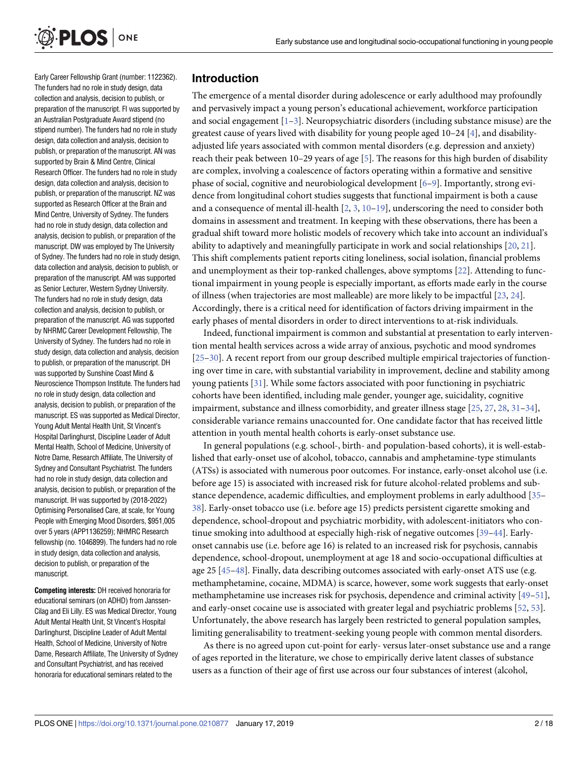Early Career Fellowship Grant (number: 1122362). The funders had no role in study design, data collection and analysis, decision to publish, or preparation of the manuscript. FI was supported by an Australian Postgraduate Award stipend (no stipend number). The funders had no role in study design, data collection and analysis, decision to publish, or preparation of the manuscript. AN was supported by Brain & Mind Centre, Clinical Research Officer. The funders had no role in study design, data collection and analysis, decision to publish, or preparation of the manuscript. NZ was supported as Research Officer at the Brain and Mind Centre, University of Sydney. The funders had no role in study design, data collection and analysis, decision to publish, or preparation of the manuscript. DW was employed by The University of Sydney. The funders had no role in study design, data collection and analysis, decision to publish, or preparation of the manuscript. AM was supported as Senior Lecturer, Western Sydney University. The funders had no role in study design, data collection and analysis, decision to publish, or preparation of the manuscript. AG was supported by NHRMC Career Development Fellowship, The University of Sydney. The funders had no role in study design, data collection and analysis, decision to publish, or preparation of the manuscript. DH was supported by Sunshine Coast Mind & Neuroscience Thompson Institute. The funders had no role in study design, data collection and analysis, decision to publish, or preparation of the manuscript. ES was supported as Medical Director, Young Adult Mental Health Unit, St Vincent's Hospital Darlinghurst, Discipline Leader of Adult Mental Health, School of Medicine, University of Notre Dame, Research Affiliate, The University of Sydney and Consultant Psychiatrist. The funders had no role in study design, data collection and analysis, decision to publish, or preparation of the manuscript. IH was supported by (2018-2022) Optimising Personalised Care, at scale, for Young People with Emerging Mood Disorders, $951,005 over 5 years (APP1136259); NHMRC Research fellowship (no. 1046899). The funders had no role in study design, data collection and analysis, decision to publish, or preparation of the manuscript.

**Competing interests:** DH received honoraria for educational seminars (on ADHD) from Janssen-Cilag and Eli Lilly. ES was Medical Director, Young Adult Mental Health Unit, St Vincent's Hospital Darlinghurst, Discipline Leader of Adult Mental Health, School of Medicine, University of Notre Dame, Research Affiliate, The University of Sydney and Consultant Psychiatrist, and has received honoraria for educational seminars related to the

## Introduction

The emergence of a mental disorder during adolescence or early adulthood may profoundly and pervasively impact a young person's educational achievement, workforce participation and social engagement [1–3]. Neuropsychiatric disorders (including substance misuse) are the greatest cause of years lived with disability for young people aged 10–24 [4], and disability-adjusted life years associated with common mental disorders (e.g. depression and anxiety) reach their peak between 10–29 years of age [5]. The reasons for this high burden of disability are complex, involving a coalescence of factors operating within a formative and sensitive phase of social, cognitive and neurobiological development [6–9]. Importantly, strong evidence from longitudinal cohort studies suggests that functional impairment is both a cause and a consequence of mental ill-health [2, 3, 10–19], underscoring the need to consider both domains in assessment and treatment. In keeping with these observations, there has been a gradual shift toward more holistic models of recovery which take into account an individual's ability to adaptively and meaningfully participate in work and social relationships [20, 21]. This shift complements patient reports citing loneliness, social isolation, financial problems and unemployment as their top-ranked challenges, above symptoms [22]. Attending to functional impairment in young people is especially important, as efforts made early in the course of illness (when trajectories are most malleable) are more likely to be impactful [23, 24]. Accordingly, there is a critical need for identification of factors driving impairment in the early phases of mental disorders in order to direct interventions to at-risk individuals.

Indeed, functional impairment is common and substantial at presentation to early intervention mental health services across a wide array of anxious, psychotic and mood syndromes [25–30]. A recent report from our group described multiple empirical trajectories of functioning over time in care, with substantial variability in improvement, decline and stability among young patients [31]. While some factors associated with poor functioning in psychiatric cohorts have been identified, including male gender, younger age, suicidality, cognitive impairment, substance and illness comorbidity, and greater illness stage [25, 27, 28, 31–34], considerable variance remains unaccounted for. One candidate factor that has received little attention in youth mental health cohorts is early-onset substance use.

In general populations (e.g. school-, birth- and population-based cohorts), it is well-established that early-onset use of alcohol, tobacco, cannabis and amphetamine-type stimulants (ATSs) is associated with numerous poor outcomes. For instance, early-onset alcohol use (i.e. before age 15) is associated with increased risk for future alcohol-related problems and substance dependence, academic difficulties, and employment problems in early adulthood [35–38]. Early-onset tobacco use (i.e. before age 15) predicts persistent cigarette smoking and dependence, school-dropout and psychiatric morbidity, with adolescent-initiators who continue smoking into adulthood at especially high-risk of negative outcomes [39–44]. Early-onset cannabis use (i.e. before age 16) is related to an increased risk for psychosis, cannabis dependence, school-dropout, unemployment at age 18 and socio-occupational difficulties at age 25 [45–48]. Finally, data describing outcomes associated with early-onset ATS use (e.g. methamphetamine, cocaine, MDMA) is scarce, however, some work suggests that early-onset methamphetamine use increases risk for psychosis, dependence and criminal activity [49–51], and early-onset cocaine use is associated with greater legal and psychiatric problems [52, 53]. Unfortunately, the above research has largely been restricted to general population samples, limiting generalisability to treatment-seeking young people with common mental disorders.

As there is no agreed upon cut-point for early- versus later-onset substance use and a range of ages reported in the literature, we chose to empirically derive latent classes of substance users as a function of their age of first use across our four substances of interest (alcohol,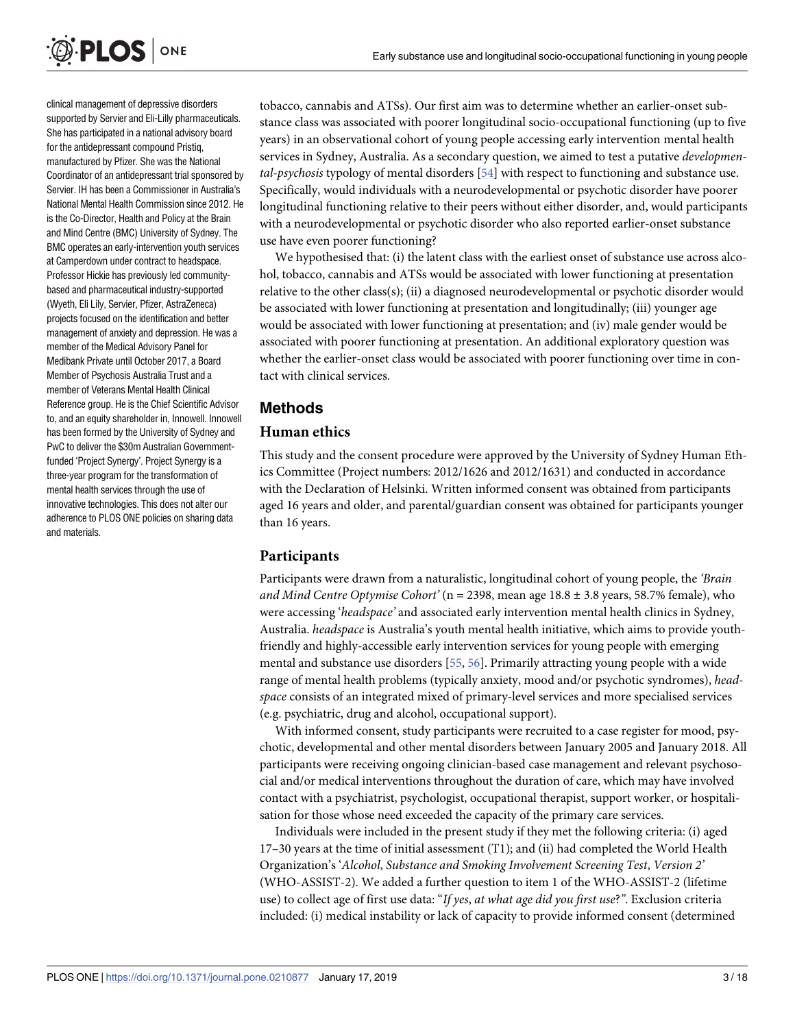clinical management of depressive disorders supported by Servier and Eli-Lilly pharmaceuticals. She has participated in a national advisory board for the antidepressant compound Pristiq, manufactured by Pfizer. She was the National Coordinator of an antidepressant trial sponsored by Servier. IH has been a Commissioner in Australia's National Mental Health Commission since 2012. He is the Co-Director, Health and Policy at the Brain and Mind Centre (BMC) University of Sydney. The BMC operates an early-intervention youth services at Camperdown under contract to headspace. Professor Hickie has previously led community-based and pharmaceutical industry-supported (Wyeth, Eli Lily, Servier, Pfizer, AstraZeneca) projects focused on the identification and better management of anxiety and depression. He was a member of the Medical Advisory Panel for Medibank Private until October 2017, a Board Member of Psychosis Australia Trust and a member of Veterans Mental Health Clinical Reference group. He is the Chief Scientific Advisor to, and an equity shareholder in, Innowell. Innowell has been formed by the University of Sydney and PwC to deliver the $30m Australian Government-funded 'Project Synergy'. Project Synergy is a three-year program for the transformation of mental health services through the use of innovative technologies. This does not alter our adherence to PLOS ONE policies on sharing data and materials.

tobacco, cannabis and ATSs). Our first aim was to determine whether an earlier-onset substance class was associated with poorer longitudinal socio-occupational functioning (up to five years) in an observational cohort of young people accessing early intervention mental health services in Sydney, Australia. As a secondary question, we aimed to test a putative *developmental-psychosis* typology of mental disorders [54] with respect to functioning and substance use. Specifically, would individuals with a neurodevelopmental or psychotic disorder have poorer longitudinal functioning relative to their peers without either disorder, and, would participants with a neurodevelopmental or psychotic disorder who also reported earlier-onset substance use have even poorer functioning?

We hypothesised that: (i) the latent class with the earliest onset of substance use across alcohol, tobacco, cannabis and ATSs would be associated with lower functioning at presentation relative to the other class(s); (ii) a diagnosed neurodevelopmental or psychotic disorder would be associated with lower functioning at presentation and longitudinally; (iii) younger age would be associated with lower functioning at presentation; and (iv) male gender would be associated with poorer functioning at presentation. An additional exploratory question was whether the earlier-onset class would be associated with poorer functioning over time in contact with clinical services.

## Methods

### Human ethics

This study and the consent procedure were approved by the University of Sydney Human Ethics Committee (Project numbers: 2012/1626 and 2012/1631) and conducted in accordance with the Declaration of Helsinki. Written informed consent was obtained from participants aged 16 years and older, and parental/guardian consent was obtained for participants younger than 16 years.

### Participants

Participants were drawn from a naturalistic, longitudinal cohort of young people, the *'Brain and Mind Centre Optymise Cohort'* (n = 2398, mean age 18.8 ± 3.8 years, 58.7% female), who were accessing '*headspace*' and associated early intervention mental health clinics in Sydney, Australia. *headspace* is Australia's youth mental health initiative, which aims to provide youth-friendly and highly-accessible early intervention services for young people with emerging mental and substance use disorders [55, 56]. Primarily attracting young people with a wide range of mental health problems (typically anxiety, mood and/or psychotic syndromes), *headspace* consists of an integrated mixed of primary-level services and more specialised services (e.g. psychiatric, drug and alcohol, occupational support).

With informed consent, study participants were recruited to a case register for mood, psychotic, developmental and other mental disorders between January 2005 and January 2018. All participants were receiving ongoing clinician-based case management and relevant psychosocial and/or medical interventions throughout the duration of care, which may have involved contact with a psychiatrist, psychologist, occupational therapist, support worker, or hospitalisation for those whose need exceeded the capacity of the primary care services.

Individuals were included in the present study if they met the following criteria: (i) aged 17–30 years at the time of initial assessment (T1); and (ii) had completed the World Health Organization's '*Alcohol, Substance and Smoking Involvement Screening Test, Version 2*' (WHO-ASSIST-2). We added a further question to item 1 of the WHO-ASSIST-2 (lifetime use) to collect age of first use data: "*If yes, at what age did you first use*?*"*. Exclusion criteria included: (i) medical instability or lack of capacity to provide informed consent (determined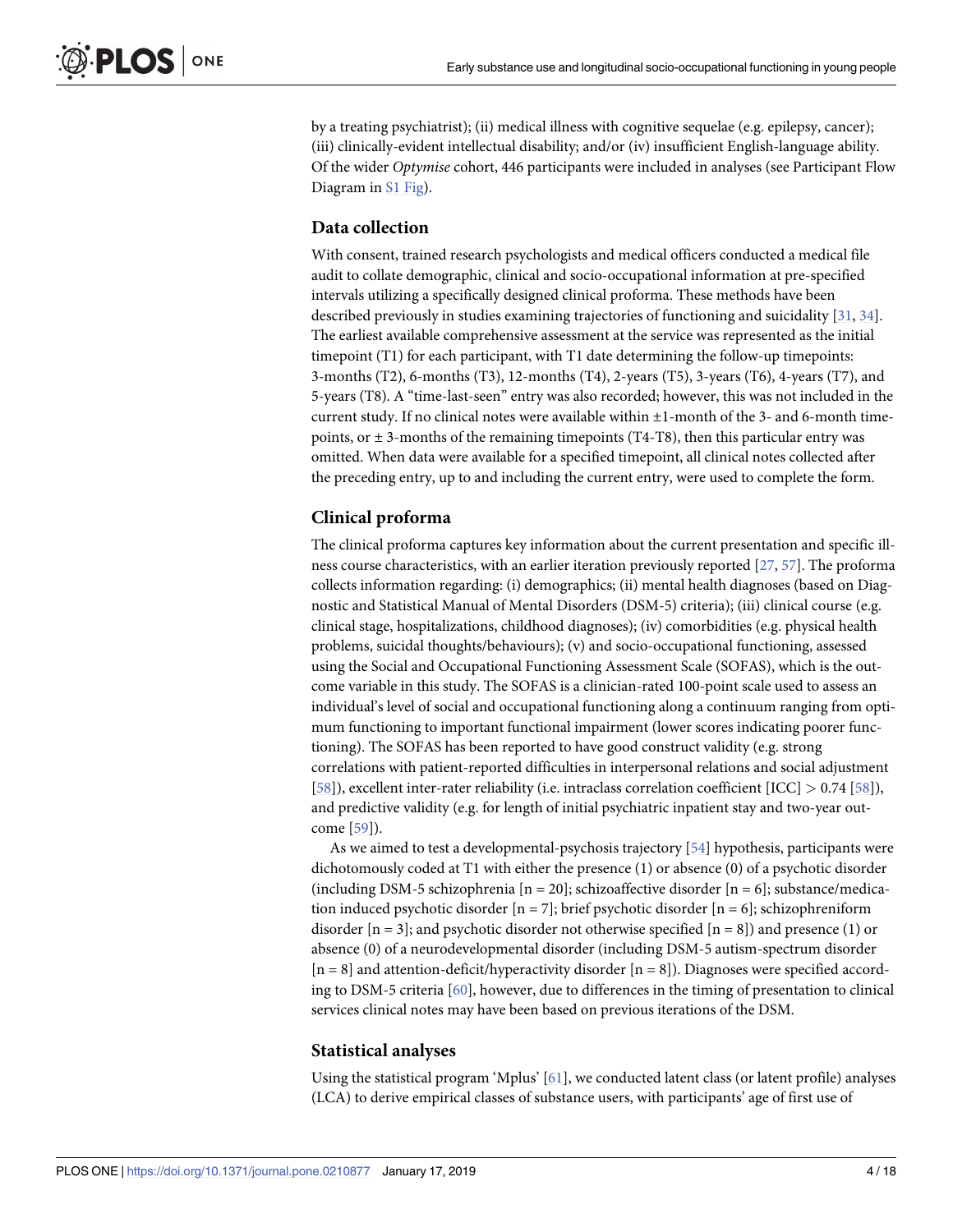by a treating psychiatrist); (ii) medical illness with cognitive sequelae (e.g. epilepsy, cancer); (iii) clinically-evident intellectual disability; and/or (iv) insufficient English-language ability. Of the wider *Optymise* cohort, 446 participants were included in analyses (see Participant Flow Diagram in S1 Fig).

## Data collection

With consent, trained research psychologists and medical officers conducted a medical file audit to collate demographic, clinical and socio-occupational information at pre-specified intervals utilizing a specifically designed clinical proforma. These methods have been described previously in studies examining trajectories of functioning and suicidality [31, 34]. The earliest available comprehensive assessment at the service was represented as the initial timepoint (T1) for each participant, with T1 date determining the follow-up timepoints: 3-months (T2), 6-months (T3), 12-months (T4), 2-years (T5), 3-years (T6), 4-years (T7), and 5-years (T8). A "time-last-seen" entry was also recorded; however, this was not included in the current study. If no clinical notes were available within ±1-month of the 3- and 6-month timepoints, or ± 3-months of the remaining timepoints (T4-T8), then this particular entry was omitted. When data were available for a specified timepoint, all clinical notes collected after the preceding entry, up to and including the current entry, were used to complete the form.

## Clinical proforma

The clinical proforma captures key information about the current presentation and specific illness course characteristics, with an earlier iteration previously reported [27, 57]. The proforma collects information regarding: (i) demographics; (ii) mental health diagnoses (based on Diagnostic and Statistical Manual of Mental Disorders (DSM-5) criteria); (iii) clinical course (e.g. clinical stage, hospitalizations, childhood diagnoses); (iv) comorbidities (e.g. physical health problems, suicidal thoughts/behaviours); (v) and socio-occupational functioning, assessed using the Social and Occupational Functioning Assessment Scale (SOFAS), which is the outcome variable in this study. The SOFAS is a clinician-rated 100-point scale used to assess an individual's level of social and occupational functioning along a continuum ranging from optimum functioning to important functional impairment (lower scores indicating poorer functioning). The SOFAS has been reported to have good construct validity (e.g. strong correlations with patient-reported difficulties in interpersonal relations and social adjustment [58]), excellent inter-rater reliability (i.e. intraclass correlation coefficient [ICC] > 0.74 [58]), and predictive validity (e.g. for length of initial psychiatric inpatient stay and two-year outcome [59]).

As we aimed to test a developmental-psychosis trajectory [54] hypothesis, participants were dichotomously coded at T1 with either the presence (1) or absence (0) of a psychotic disorder (including DSM-5 schizophrenia [n = 20]; schizoaffective disorder [n = 6]; substance/medication induced psychotic disorder [n = 7]; brief psychotic disorder [n = 6]; schizophreniform disorder [n = 3]; and psychotic disorder not otherwise specified [n = 8]) and presence (1) or absence (0) of a neurodevelopmental disorder (including DSM-5 autism-spectrum disorder [n = 8] and attention-deficit/hyperactivity disorder [n = 8]). Diagnoses were specified according to DSM-5 criteria [60], however, due to differences in the timing of presentation to clinical services clinical notes may have been based on previous iterations of the DSM.

## Statistical analyses

Using the statistical program 'Mplus' [61], we conducted latent class (or latent profile) analyses (LCA) to derive empirical classes of substance users, with participants' age of first use of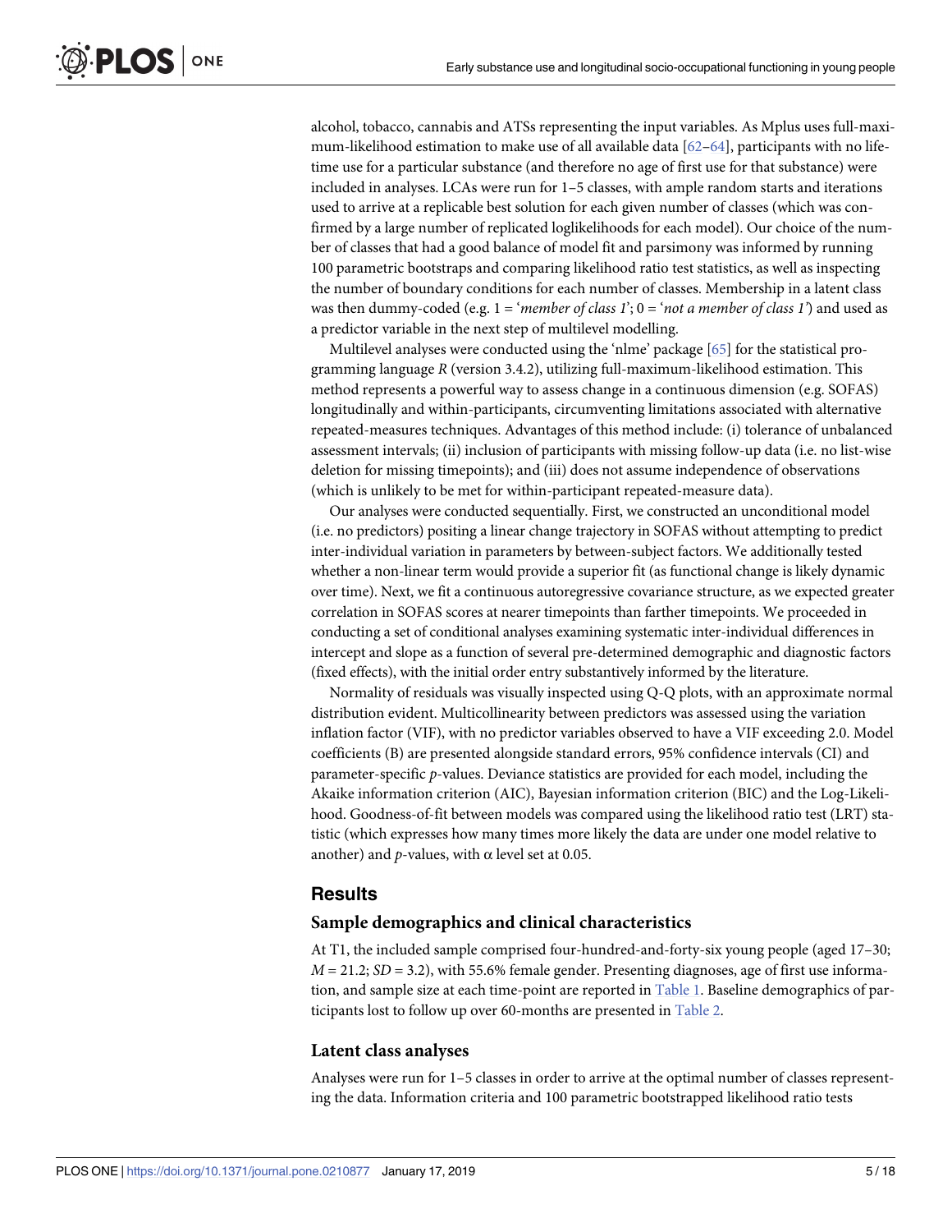alcohol, tobacco, cannabis and ATSs representing the input variables. As Mplus uses full-maximum-likelihood estimation to make use of all available data [62–64], participants with no lifetime use for a particular substance (and therefore no age of first use for that substance) were included in analyses. LCAs were run for 1–5 classes, with ample random starts and iterations used to arrive at a replicable best solution for each given number of classes (which was confirmed by a large number of replicated loglikelihoods for each model). Our choice of the number of classes that had a good balance of model fit and parsimony was informed by running 100 parametric bootstraps and comparing likelihood ratio test statistics, as well as inspecting the number of boundary conditions for each number of classes. Membership in a latent class was then dummy-coded (e.g. 1 = '*member of class 1*'; 0 = '*not a member of class 1*') and used as a predictor variable in the next step of multilevel modelling.

Multilevel analyses were conducted using the 'nlme' package [65] for the statistical programming language *R* (version 3.4.2), utilizing full-maximum-likelihood estimation. This method represents a powerful way to assess change in a continuous dimension (e.g. SOFAS) longitudinally and within-participants, circumventing limitations associated with alternative repeated-measures techniques. Advantages of this method include: (i) tolerance of unbalanced assessment intervals; (ii) inclusion of participants with missing follow-up data (i.e. no list-wise deletion for missing timepoints); and (iii) does not assume independence of observations (which is unlikely to be met for within-participant repeated-measure data).

Our analyses were conducted sequentially. First, we constructed an unconditional model (i.e. no predictors) positing a linear change trajectory in SOFAS without attempting to predict inter-individual variation in parameters by between-subject factors. We additionally tested whether a non-linear term would provide a superior fit (as functional change is likely dynamic over time). Next, we fit a continuous autoregressive covariance structure, as we expected greater correlation in SOFAS scores at nearer timepoints than farther timepoints. We proceeded in conducting a set of conditional analyses examining systematic inter-individual differences in intercept and slope as a function of several pre-determined demographic and diagnostic factors (fixed effects), with the initial order entry substantively informed by the literature.

Normality of residuals was visually inspected using Q-Q plots, with an approximate normal distribution evident. Multicollinearity between predictors was assessed using the variation inflation factor (VIF), with no predictor variables observed to have a VIF exceeding 2.0. Model coefficients (B) are presented alongside standard errors, 95% confidence intervals (CI) and parameter-specific *p*-values. Deviance statistics are provided for each model, including the Akaike information criterion (AIC), Bayesian information criterion (BIC) and the Log-Likelihood. Goodness-of-fit between models was compared using the likelihood ratio test (LRT) statistic (which expresses how many times more likely the data are under one model relative to another) and *p*-values, with $\alpha$ level set at 0.05.

## Results

### Sample demographics and clinical characteristics

At T1, the included sample comprised four-hundred-and-forty-six young people (aged 17–30; $M = 21.2$; $SD = 3.2$), with 55.6% female gender. Presenting diagnoses, age of first use information, and sample size at each time-point are reported in Table 1. Baseline demographics of participants lost to follow up over 60-months are presented in Table 2.

### Latent class analyses

Analyses were run for 1–5 classes in order to arrive at the optimal number of classes representing the data. Information criteria and 100 parametric bootstrapped likelihood ratio tests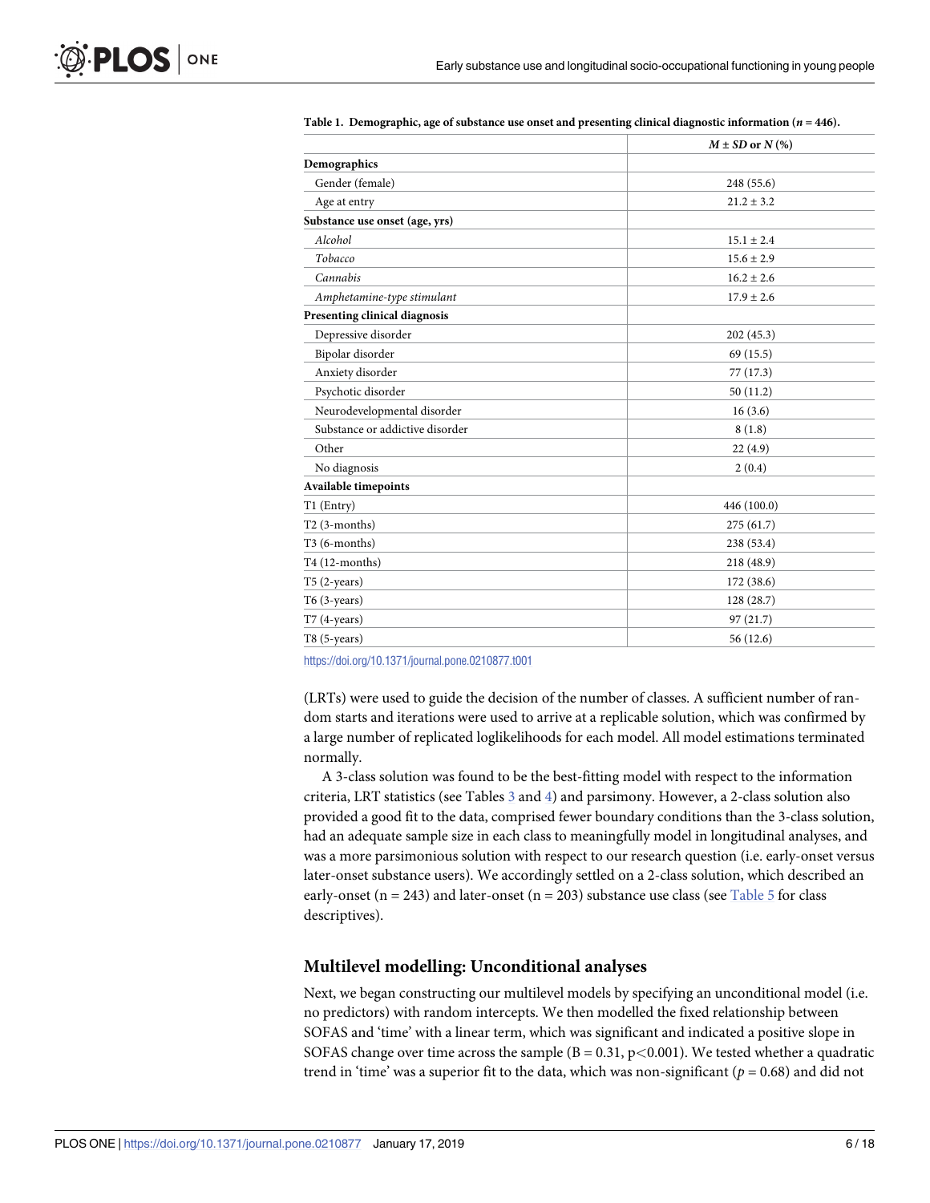**Table 1. Demographic, age of substance use onset and presenting clinical diagnostic information (*n* = 446).**

| | *M* ± *SD* or *N* (%) |
|---|---|
| **Demographics** | |
| Gender (female) | 248 (55.6) |
| Age at entry | 21.2 ± 3.2 |
| **Substance use onset (age, yrs)** | |
| *Alcohol* | 15.1 ± 2.4 |
| *Tobacco* | 15.6 ± 2.9 |
| *Cannabis* | 16.2 ± 2.6 |
| *Amphetamine-type stimulant* | 17.9 ± 2.6 |
| **Presenting clinical diagnosis** | |
| Depressive disorder | 202 (45.3) |
| Bipolar disorder | 69 (15.5) |
| Anxiety disorder | 77 (17.3) |
| Psychotic disorder | 50 (11.2) |
| Neurodevelopmental disorder | 16 (3.6) |
| Substance or addictive disorder | 8 (1.8) |
| Other | 22 (4.9) |
| No diagnosis | 2 (0.4) |
| **Available timepoints** | |
| T1 (Entry) | 446 (100.0) |
| T2 (3-months) | 275 (61.7) |
| T3 (6-months) | 238 (53.4) |
| T4 (12-months) | 218 (48.9) |
| T5 (2-years) | 172 (38.6) |
| T6 (3-years) | 128 (28.7) |
| T7 (4-years) | 97 (21.7) |
| T8 (5-years) | 56 (12.6) |

https://doi.org/10.1371/journal.pone.0210877.t001

(LRTs) were used to guide the decision of the number of classes. A sufficient number of random starts and iterations were used to arrive at a replicable solution, which was confirmed by a large number of replicated loglikelihoods for each model. All model estimations terminated normally.

A 3-class solution was found to be the best-fitting model with respect to the information criteria, LRT statistics (see Tables 3 and 4) and parsimony. However, a 2-class solution also provided a good fit to the data, comprised fewer boundary conditions than the 3-class solution, had an adequate sample size in each class to meaningfully model in longitudinal analyses, and was a more parsimonious solution with respect to our research question (i.e. early-onset versus later-onset substance users). We accordingly settled on a 2-class solution, which described an early-onset (n = 243) and later-onset (n = 203) substance use class (see Table 5 for class descriptives).

## Multilevel modelling: Unconditional analyses

Next, we began constructing our multilevel models by specifying an unconditional model (i.e. no predictors) with random intercepts. We then modelled the fixed relationship between SOFAS and 'time' with a linear term, which was significant and indicated a positive slope in SOFAS change over time across the sample ($B = 0.31$, $p < 0.001$). We tested whether a quadratic trend in 'time' was a superior fit to the data, which was non-significant ($p = 0.68$) and did not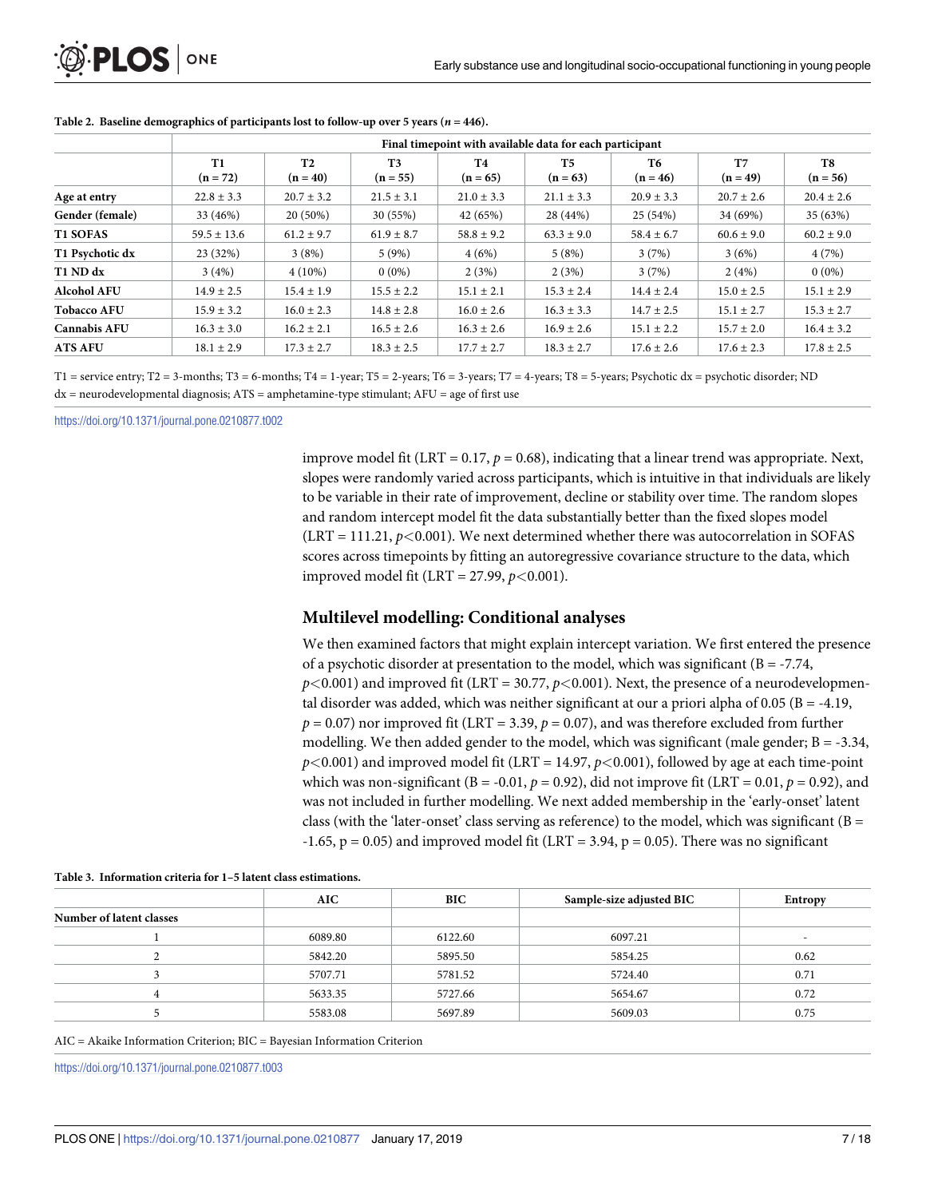**Table 2. Baseline demographics of participants lost to follow-up over 5 years ($n$ = 446).**

| | Final timepoint with available data for each participant | | | | | | | |
|---|---|---|---|---|---|---|---|---|
| | T1 (n = 72) | T2 (n = 40) | T3 (n = 55) | T4 (n = 65) | T5 (n = 63) | T6 (n = 46) | T7 (n = 49) | T8 (n = 56) |
| **Age at entry** | 22.8 ± 3.3 | 20.7 ± 3.2 | 21.5 ± 3.1 | 21.0 ± 3.3 | 21.1 ± 3.3 | 20.9 ± 3.3 | 20.7 ± 2.6 | 20.4 ± 2.6 |
| **Gender (female)** | 33 (46%) | 20 (50%) | 30 (55%) | 42 (65%) | 28 (44%) | 25 (54%) | 34 (69%) | 35 (63%) |
| **T1 SOFAS** | 59.5 ± 13.6 | 61.2 ± 9.7 | 61.9 ± 8.7 | 58.8 ± 9.2 | 63.3 ± 9.0 | 58.4 ± 6.7 | 60.6 ± 9.0 | 60.2 ± 9.0 |
| **T1 Psychotic dx** | 23 (32%) | 3 (8%) | 5 (9%) | 4 (6%) | 5 (8%) | 3 (7%) | 3 (6%) | 4 (7%) |
| **T1 ND dx** | 3 (4%) | 4 (10%) | 0 (0%) | 2 (3%) | 2 (3%) | 3 (7%) | 2 (4%) | 0 (0%) |
| **Alcohol AFU** | 14.9 ± 2.5 | 15.4 ± 1.9 | 15.5 ± 2.2 | 15.1 ± 2.1 | 15.3 ± 2.4 | 14.4 ± 2.4 | 15.0 ± 2.5 | 15.1 ± 2.9 |
| **Tobacco AFU** | 15.9 ± 3.2 | 16.0 ± 2.3 | 14.8 ± 2.8 | 16.0 ± 2.6 | 16.3 ± 3.3 | 14.7 ± 2.5 | 15.1 ± 2.7 | 15.3 ± 2.7 |
| **Cannabis AFU** | 16.3 ± 3.0 | 16.2 ± 2.1 | 16.5 ± 2.6 | 16.3 ± 2.6 | 16.9 ± 2.6 | 15.1 ± 2.2 | 15.7 ± 2.0 | 16.4 ± 3.2 |
| **ATS AFU** | 18.1 ± 2.9 | 17.3 ± 2.7 | 18.3 ± 2.5 | 17.7 ± 2.7 | 18.3 ± 2.7 | 17.6 ± 2.6 | 17.6 ± 2.3 | 17.8 ± 2.5 |

T1 = service entry; T2 = 3-months; T3 = 6-months; T4 = 1-year; T5 = 2-years; T6 = 3-years; T7 = 4-years; T8 = 5-years; Psychotic dx = psychotic disorder; ND dx = neurodevelopmental diagnosis; ATS = amphetamine-type stimulant; AFU = age of first use

https://doi.org/10.1371/journal.pone.0210877.t002

improve model fit (LRT = 0.17, $p$ = 0.68), indicating that a linear trend was appropriate. Next, slopes were randomly varied across participants, which is intuitive in that individuals are likely to be variable in their rate of improvement, decline or stability over time. The random slopes and random intercept model fit the data substantially better than the fixed slopes model (LRT = 111.21, $p<0.001$). We next determined whether there was autocorrelation in SOFAS scores across timepoints by fitting an autoregressive covariance structure to the data, which improved model fit (LRT = 27.99, $p<0.001$).

## Multilevel modelling: Conditional analyses

We then examined factors that might explain intercept variation. We first entered the presence of a psychotic disorder at presentation to the model, which was significant (B = -7.74, $p<0.001$) and improved fit (LRT = 30.77, $p<0.001$). Next, the presence of a neurodevelopmental disorder was added, which was neither significant at our a priori alpha of 0.05 (B = -4.19, $p$ = 0.07) nor improved fit (LRT = 3.39, $p$ = 0.07), and was therefore excluded from further modelling. We then added gender to the model, which was significant (male gender; B = -3.34, $p<0.001$) and improved model fit (LRT = 14.97, $p<0.001$), followed by age at each time-point which was non-significant (B = -0.01, $p$ = 0.92), did not improve fit (LRT = 0.01, $p$ = 0.92), and was not included in further modelling. We next added membership in the 'early-onset' latent class (with the 'later-onset' class serving as reference) to the model, which was significant (B = -1.65, p = 0.05) and improved model fit (LRT = 3.94, p = 0.05). There was no significant

**Table 3. Information criteria for 1–5 latent class estimations.**

| | AIC | BIC | Sample-size adjusted BIC | Entropy |
|---|---|---|---|---|
| **Number of latent classes** | | | | |
| 1 | 6089.80 | 6122.60 | 6097.21 | - |
| 2 | 5842.20 | 5895.50 | 5854.25 | 0.62 |
| 3 | 5707.71 | 5781.52 | 5724.40 | 0.71 |
| 4 | 5633.35 | 5727.66 | 5654.67 | 0.72 |
| 5 | 5583.08 | 5697.89 | 5609.03 | 0.75 |

AIC = Akaike Information Criterion; BIC = Bayesian Information Criterion

https://doi.org/10.1371/journal.pone.0210877.t003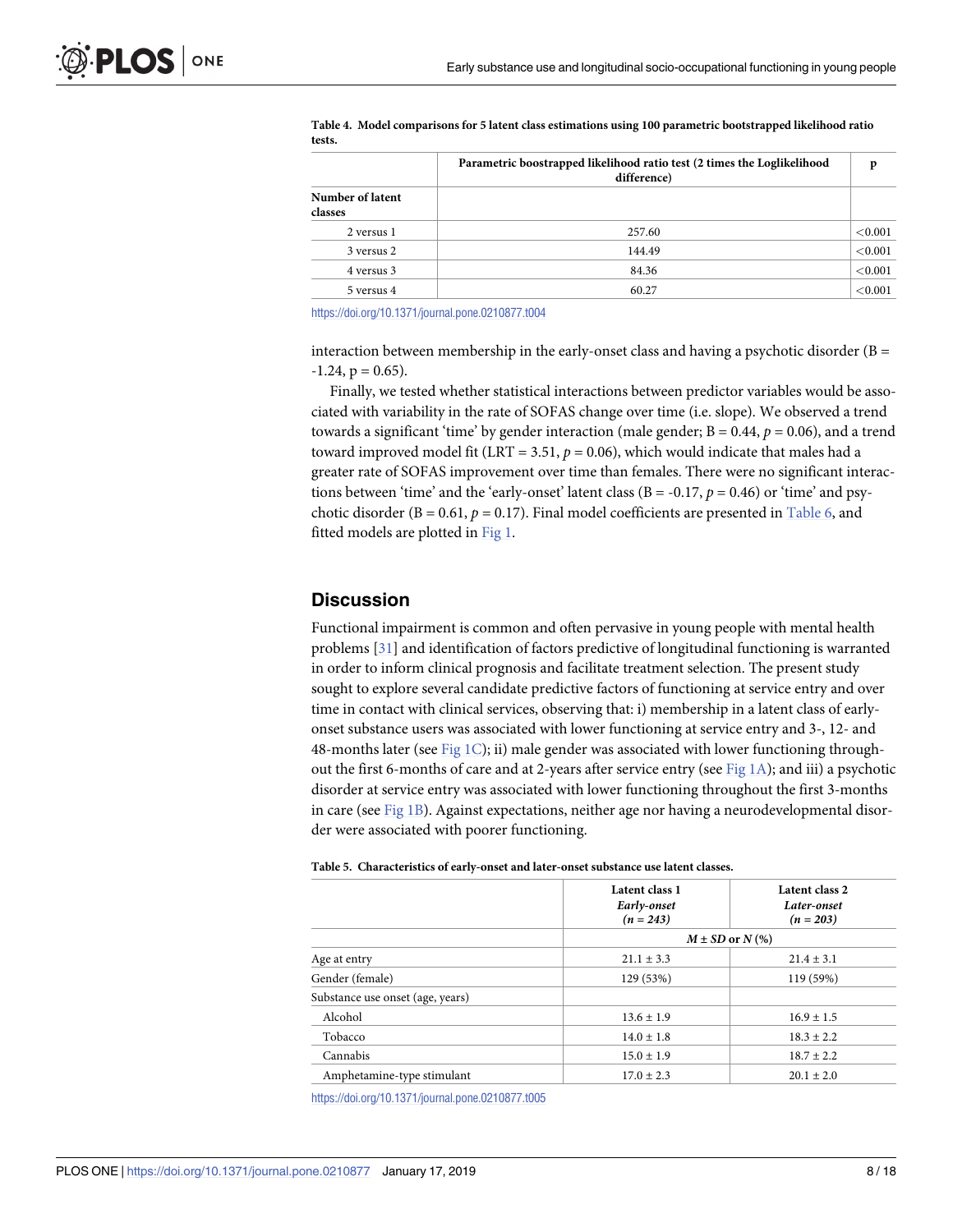**Table 4. Model comparisons for 5 latent class estimations using 100 parametric bootstrapped likelihood ratio tests.**

| | Parametric boostrapped likelihood ratio test (2 times the Loglikelihood difference) | p |
|---|---|---|
| **Number of latent classes** | | |
| 2 versus 1 | 257.60 | <0.001 |
| 3 versus 2 | 144.49 | <0.001 |
| 4 versus 3 | 84.36 | <0.001 |
| 5 versus 4 | 60.27 | <0.001 |

https://doi.org/10.1371/journal.pone.0210877.t004

interaction between membership in the early-onset class and having a psychotic disorder (B = -1.24, p = 0.65).

Finally, we tested whether statistical interactions between predictor variables would be associated with variability in the rate of SOFAS change over time (i.e. slope). We observed a trend towards a significant 'time' by gender interaction (male gender; B = 0.44, $p = 0.06$), and a trend toward improved model fit (LRT = 3.51, $p = 0.06$), which would indicate that males had a greater rate of SOFAS improvement over time than females. There were no significant interactions between 'time' and the 'early-onset' latent class (B = -0.17, $p = 0.46$) or 'time' and psychotic disorder (B = 0.61, $p = 0.17$). Final model coefficients are presented in Table 6, and fitted models are plotted in Fig 1.

## Discussion

Functional impairment is common and often pervasive in young people with mental health problems [31] and identification of factors predictive of longitudinal functioning is warranted in order to inform clinical prognosis and facilitate treatment selection. The present study sought to explore several candidate predictive factors of functioning at service entry and over time in contact with clinical services, observing that: i) membership in a latent class of early-onset substance users was associated with lower functioning at service entry and 3-, 12- and 48-months later (see Fig 1C); ii) male gender was associated with lower functioning throughout the first 6-months of care and at 2-years after service entry (see Fig 1A); and iii) a psychotic disorder at service entry was associated with lower functioning throughout the first 3-months in care (see Fig 1B). Against expectations, neither age nor having a neurodevelopmental disorder were associated with poorer functioning.

**Table 5. Characteristics of early-onset and later-onset substance use latent classes.**

| | Latent class 1 *Early-onset* *(n = 243)* | Latent class 2 *Later-onset* *(n = 203)* |
|---|---|---|
| | ***M* ± *SD* or *N* (%)** | |
| Age at entry | 21.1 ± 3.3 | 21.4 ± 3.1 |
| Gender (female) | 129 (53%) | 119 (59%) |
| Substance use onset (age, years) | | |
| Alcohol | 13.6 ± 1.9 | 16.9 ± 1.5 |
| Tobacco | 14.0 ± 1.8 | 18.3 ± 2.2 |
| Cannabis | 15.0 ± 1.9 | 18.7 ± 2.2 |
| Amphetamine-type stimulant | 17.0 ± 2.3 | 20.1 ± 2.0 |

https://doi.org/10.1371/journal.pone.0210877.t005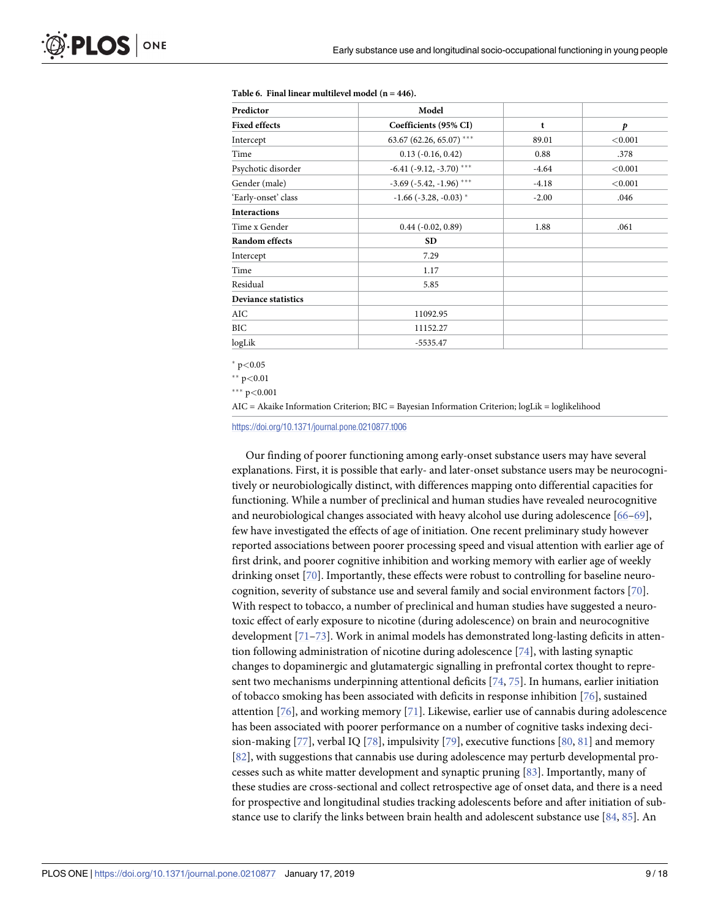**Table 6. Final linear multilevel model (n = 446).**

| Predictor | Model | | |
|---|---|---|---|
| **Fixed effects** | **Coefficients (95% CI)** | **t** | ***p*** |
| Intercept | 63.67 (62.26, 65.07) *** | 89.01 | <0.001 |
| Time | 0.13 (-0.16, 0.42) | 0.88 | .378 |
| Psychotic disorder | -6.41 (-9.12, -3.70) *** | -4.64 | <0.001 |
| Gender (male) | -3.69 (-5.42, -1.96) *** | -4.18 | <0.001 |
| 'Early-onset' class | -1.66 (-3.28, -0.03) * | -2.00 | .046 |
| **Interactions** | | | |
| Time x Gender | 0.44 (-0.02, 0.89) | 1.88 | .061 |
| **Random effects** | **SD** | | |
| Intercept | 7.29 | | |
| Time | 1.17 | | |
| Residual | 5.85 | | |
| **Deviance statistics** | | | |
| AIC | 11092.95 | | |
| BIC | 11152.27 | | |
| logLik | -5535.47 | | |

* $p<0.05$

** $p<0.01$

*** $p<0.001$

AIC = Akaike Information Criterion; BIC = Bayesian Information Criterion; logLik = loglikelihood

https://doi.org/10.1371/journal.pone.0210877.t006

Our finding of poorer functioning among early-onset substance users may have several explanations. First, it is possible that early- and later-onset substance users may be neurocognitively or neurobiologically distinct, with differences mapping onto differential capacities for functioning. While a number of preclinical and human studies have revealed neurocognitive and neurobiological changes associated with heavy alcohol use during adolescence [66–69], few have investigated the effects of age of initiation. One recent preliminary study however reported associations between poorer processing speed and visual attention with earlier age of first drink, and poorer cognitive inhibition and working memory with earlier age of weekly drinking onset [70]. Importantly, these effects were robust to controlling for baseline neurocognition, severity of substance use and several family and social environment factors [70]. With respect to tobacco, a number of preclinical and human studies have suggested a neurotoxic effect of early exposure to nicotine (during adolescence) on brain and neurocognitive development [71–73]. Work in animal models has demonstrated long-lasting deficits in attention following administration of nicotine during adolescence [74], with lasting synaptic changes to dopaminergic and glutamatergic signalling in prefrontal cortex thought to represent two mechanisms underpinning attentional deficits [74, 75]. In humans, earlier initiation of tobacco smoking has been associated with deficits in response inhibition [76], sustained attention [76], and working memory [71]. Likewise, earlier use of cannabis during adolescence has been associated with poorer performance on a number of cognitive tasks indexing decision-making [77], verbal IQ [78], impulsivity [79], executive functions [80, 81] and memory [82], with suggestions that cannabis use during adolescence may perturb developmental processes such as white matter development and synaptic pruning [83]. Importantly, many of these studies are cross-sectional and collect retrospective age of onset data, and there is a need for prospective and longitudinal studies tracking adolescents before and after initiation of substance use to clarify the links between brain health and adolescent substance use [84, 85]. An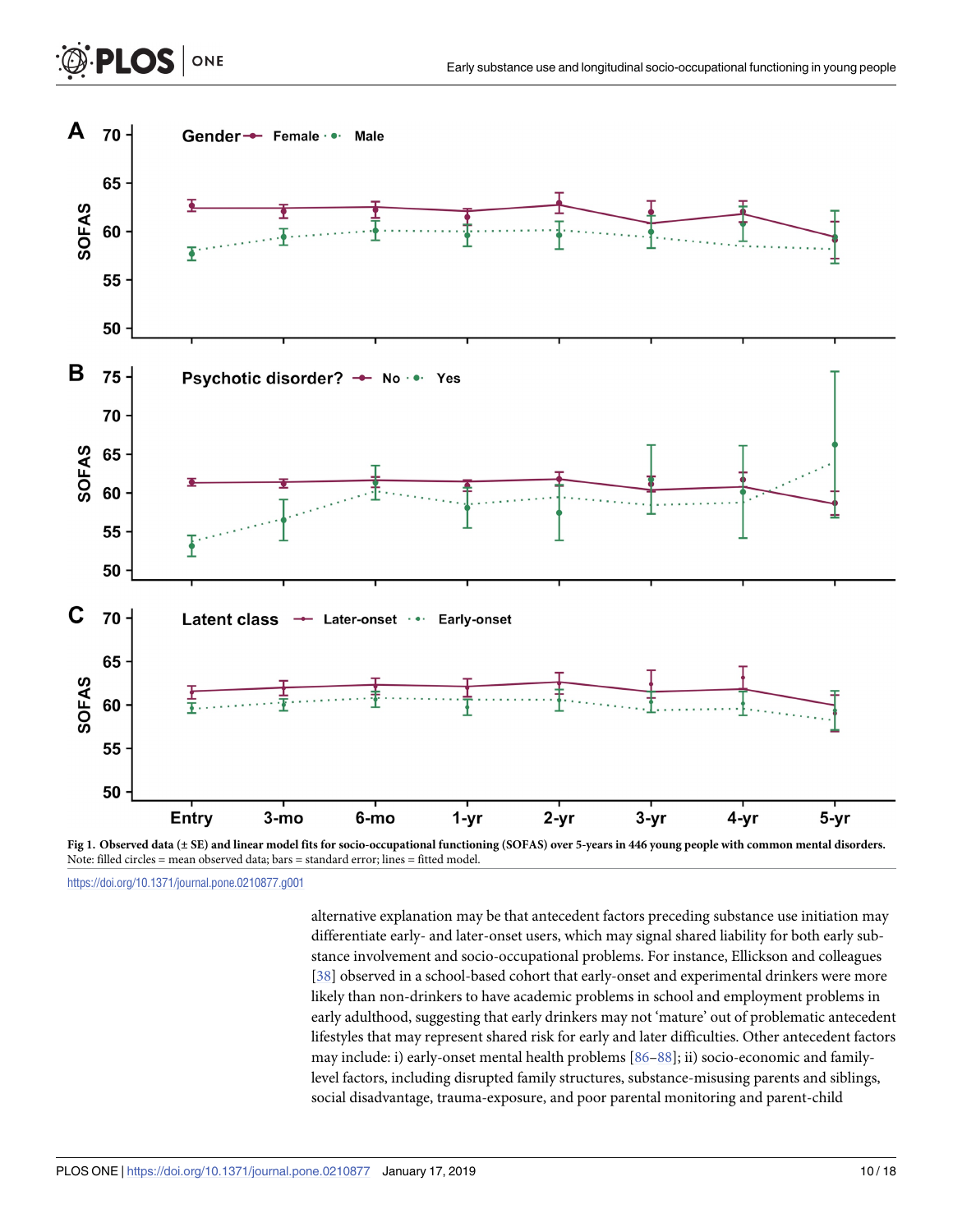**Fig 1. Observed data (± SE) and linear model fits for socio-occupational functioning (SOFAS) over 5-years in 446 young people with common mental disorders.** Note: filled circles = mean observed data; bars = standard error; lines = fitted model.

https://doi.org/10.1371/journal.pone.0210877.g001

alternative explanation may be that antecedent factors preceding substance use initiation may differentiate early- and later-onset users, which may signal shared liability for both early substance involvement and socio-occupational problems. For instance, Ellickson and colleagues [38] observed in a school-based cohort that early-onset and experimental drinkers were more likely than non-drinkers to have academic problems in school and employment problems in early adulthood, suggesting that early drinkers may not 'mature' out of problematic antecedent lifestyles that may represent shared risk for early and later difficulties. Other antecedent factors may include: i) early-onset mental health problems [86–88]; ii) socio-economic and family-level factors, including disrupted family structures, substance-misusing parents and siblings, social disadvantage, trauma-exposure, and poor parental monitoring and parent-child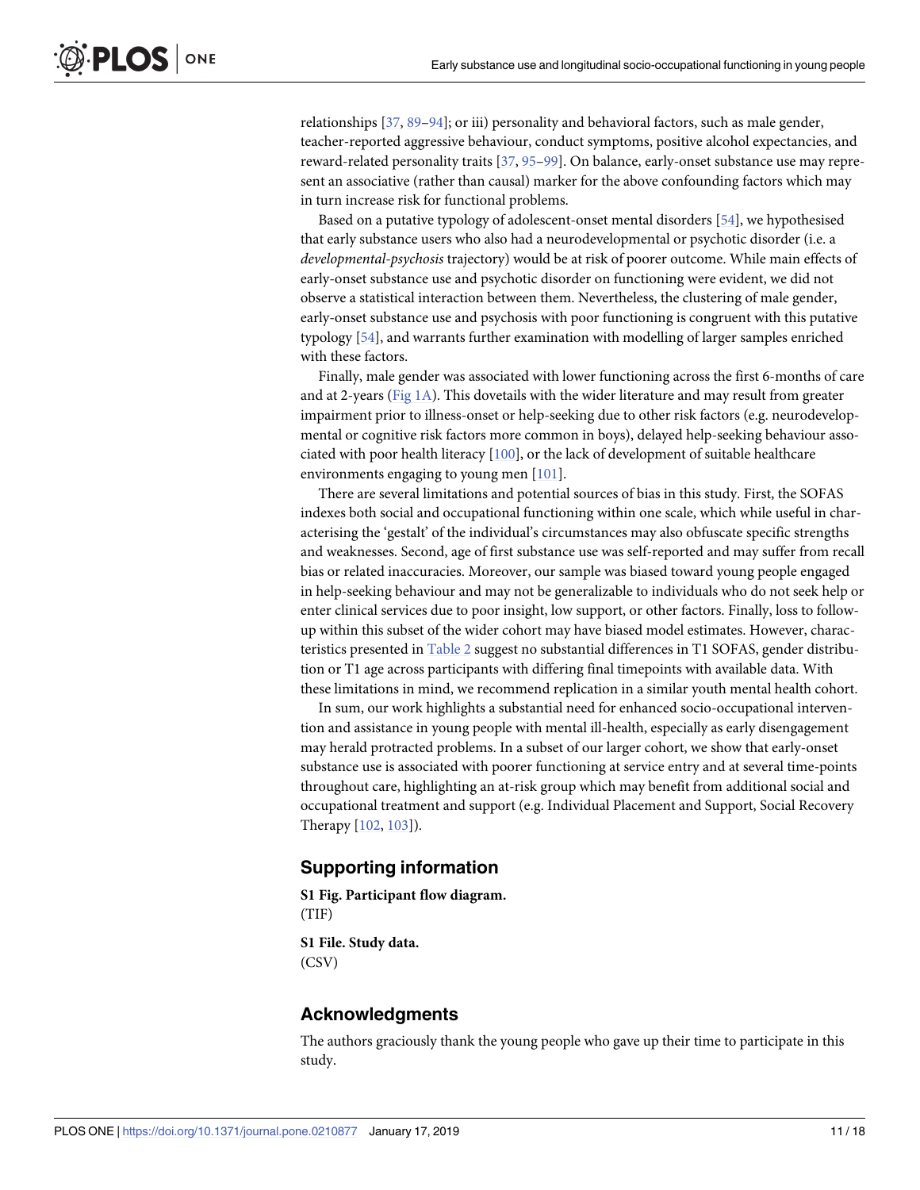relationships [37, 89–94]; or iii) personality and behavioral factors, such as male gender, teacher-reported aggressive behaviour, conduct symptoms, positive alcohol expectancies, and reward-related personality traits [37, 95–99]. On balance, early-onset substance use may represent an associative (rather than causal) marker for the above confounding factors which may in turn increase risk for functional problems.

Based on a putative typology of adolescent-onset mental disorders [54], we hypothesised that early substance users who also had a neurodevelopmental or psychotic disorder (i.e. a *developmental-psychosis* trajectory) would be at risk of poorer outcome. While main effects of early-onset substance use and psychotic disorder on functioning were evident, we did not observe a statistical interaction between them. Nevertheless, the clustering of male gender, early-onset substance use and psychosis with poor functioning is congruent with this putative typology [54], and warrants further examination with modelling of larger samples enriched with these factors.

Finally, male gender was associated with lower functioning across the first 6-months of care and at 2-years (Fig 1A). This dovetails with the wider literature and may result from greater impairment prior to illness-onset or help-seeking due to other risk factors (e.g. neurodevelopmental or cognitive risk factors more common in boys), delayed help-seeking behaviour associated with poor health literacy [100], or the lack of development of suitable healthcare environments engaging to young men [101].

There are several limitations and potential sources of bias in this study. First, the SOFAS indexes both social and occupational functioning within one scale, which while useful in characterising the 'gestalt' of the individual's circumstances may also obfuscate specific strengths and weaknesses. Second, age of first substance use was self-reported and may suffer from recall bias or related inaccuracies. Moreover, our sample was biased toward young people engaged in help-seeking behaviour and may not be generalizable to individuals who do not seek help or enter clinical services due to poor insight, low support, or other factors. Finally, loss to follow-up within this subset of the wider cohort may have biased model estimates. However, characteristics presented in Table 2 suggest no substantial differences in T1 SOFAS, gender distribution or T1 age across participants with differing final timepoints with available data. With these limitations in mind, we recommend replication in a similar youth mental health cohort.

In sum, our work highlights a substantial need for enhanced socio-occupational intervention and assistance in young people with mental ill-health, especially as early disengagement may herald protracted problems. In a subset of our larger cohort, we show that early-onset substance use is associated with poorer functioning at service entry and at several time-points throughout care, highlighting an at-risk group which may benefit from additional social and occupational treatment and support (e.g. Individual Placement and Support, Social Recovery Therapy [102, 103]).

## Supporting information

**S1 Fig. Participant flow diagram.**
(TIF)

**S1 File. Study data.**
(CSV)

## Acknowledgments

The authors graciously thank the young people who gave up their time to participate in this study.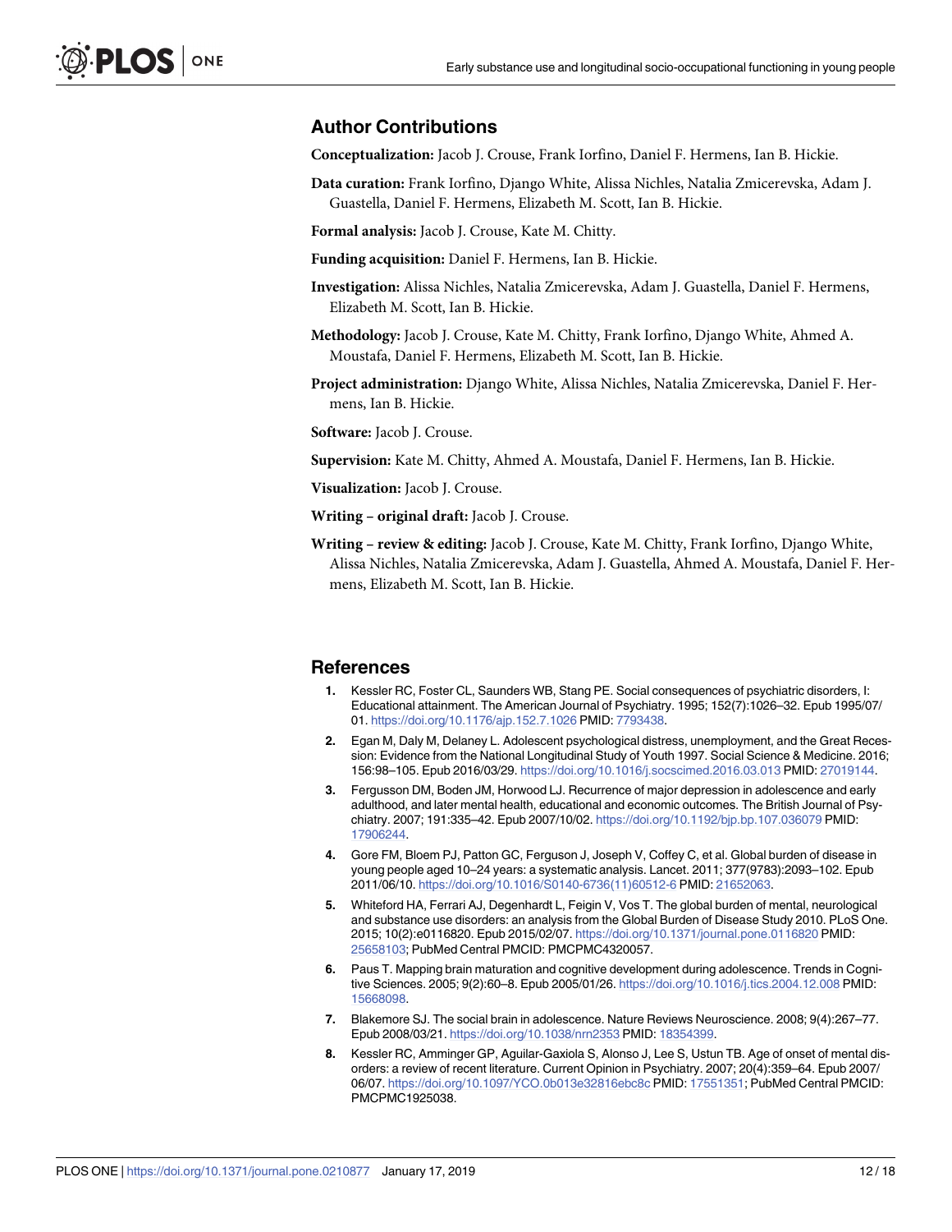## Author Contributions

**Conceptualization:** Jacob J. Crouse, Frank Iorfino, Daniel F. Hermens, Ian B. Hickie.

**Data curation:** Frank Iorfino, Django White, Alissa Nichles, Natalia Zmicerevska, Adam J. Guastella, Daniel F. Hermens, Elizabeth M. Scott, Ian B. Hickie.

**Formal analysis:** Jacob J. Crouse, Kate M. Chitty.

**Funding acquisition:** Daniel F. Hermens, Ian B. Hickie.

**Investigation:** Alissa Nichles, Natalia Zmicerevska, Adam J. Guastella, Daniel F. Hermens, Elizabeth M. Scott, Ian B. Hickie.

**Methodology:** Jacob J. Crouse, Kate M. Chitty, Frank Iorfino, Django White, Ahmed A. Moustafa, Daniel F. Hermens, Elizabeth M. Scott, Ian B. Hickie.

**Project administration:** Django White, Alissa Nichles, Natalia Zmicerevska, Daniel F. Hermens, Ian B. Hickie.

**Software:** Jacob J. Crouse.

**Supervision:** Kate M. Chitty, Ahmed A. Moustafa, Daniel F. Hermens, Ian B. Hickie.

**Visualization:** Jacob J. Crouse.

**Writing – original draft:** Jacob J. Crouse.

**Writing – review & editing:** Jacob J. Crouse, Kate M. Chitty, Frank Iorfino, Django White, Alissa Nichles, Natalia Zmicerevska, Adam J. Guastella, Ahmed A. Moustafa, Daniel F. Hermens, Elizabeth M. Scott, Ian B. Hickie.

## References

1. Kessler RC, Foster CL, Saunders WB, Stang PE. Social consequences of psychiatric disorders, I: Educational attainment. The American Journal of Psychiatry. 1995; 152(7):1026–32. Epub 1995/07/01. https://doi.org/10.1176/ajp.152.7.1026 PMID: 7793438.
2. Egan M, Daly M, Delaney L. Adolescent psychological distress, unemployment, and the Great Recession: Evidence from the National Longitudinal Study of Youth 1997. Social Science & Medicine. 2016; 156:98–105. Epub 2016/03/29. https://doi.org/10.1016/j.socscimed.2016.03.013 PMID: 27019144.
3. Fergusson DM, Boden JM, Horwood LJ. Recurrence of major depression in adolescence and early adulthood, and later mental health, educational and economic outcomes. The British Journal of Psychiatry. 2007; 191:335–42. Epub 2007/10/02. https://doi.org/10.1192/bjp.bp.107.036079 PMID: 17906244.
4. Gore FM, Bloem PJ, Patton GC, Ferguson J, Joseph V, Coffey C, et al. Global burden of disease in young people aged 10–24 years: a systematic analysis. Lancet. 2011; 377(9783):2093–102. Epub 2011/06/10. https://doi.org/10.1016/S0140-6736(11)60512-6 PMID: 21652063.
5. Whiteford HA, Ferrari AJ, Degenhardt L, Feigin V, Vos T. The global burden of mental, neurological and substance use disorders: an analysis from the Global Burden of Disease Study 2010. PLoS One. 2015; 10(2):e0116820. Epub 2015/02/07. https://doi.org/10.1371/journal.pone.0116820 PMID: 25658103; PubMed Central PMCID: PMCPMC4320057.
6. Paus T. Mapping brain maturation and cognitive development during adolescence. Trends in Cognitive Sciences. 2005; 9(2):60–8. Epub 2005/01/26. https://doi.org/10.1016/j.tics.2004.12.008 PMID: 15668098.
7. Blakemore SJ. The social brain in adolescence. Nature Reviews Neuroscience. 2008; 9(4):267–77. Epub 2008/03/21. https://doi.org/10.1038/nrn2353 PMID: 18354399.
8. Kessler RC, Amminger GP, Aguilar-Gaxiola S, Alonso J, Lee S, Ustun TB. Age of onset of mental disorders: a review of recent literature. Current Opinion in Psychiatry. 2007; 20(4):359–64. Epub 2007/06/07. https://doi.org/10.1097/YCO.0b013e32816ebc8c PMID: 17551351; PubMed Central PMCID: PMCPMC1925038.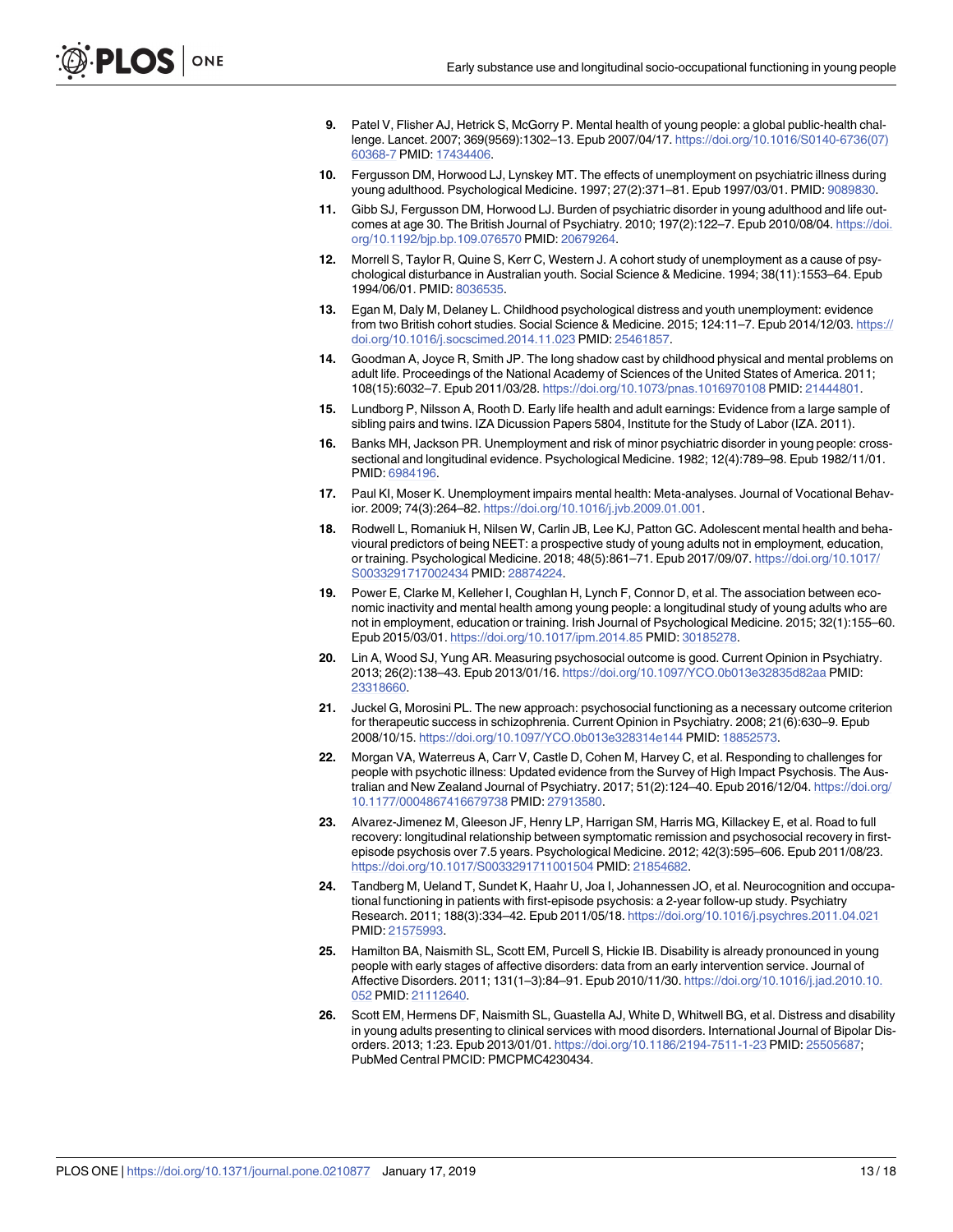9. Patel V, Flisher AJ, Hetrick S, McGorry P. Mental health of young people: a global public-health challenge. Lancet. 2007; 369(9569):1302–13. Epub 2007/04/17. https://doi.org/10.1016/S0140-6736(07)60368-7 PMID: 17434406.

10. Fergusson DM, Horwood LJ, Lynskey MT. The effects of unemployment on psychiatric illness during young adulthood. Psychological Medicine. 1997; 27(2):371–81. Epub 1997/03/01. PMID: 9089830.

11. Gibb SJ, Fergusson DM, Horwood LJ. Burden of psychiatric disorder in young adulthood and life outcomes at age 30. The British Journal of Psychiatry. 2010; 197(2):122–7. Epub 2010/08/04. https://doi.org/10.1192/bjp.bp.109.076570 PMID: 20679264.

12. Morrell S, Taylor R, Quine S, Kerr C, Western J. A cohort study of unemployment as a cause of psychological disturbance in Australian youth. Social Science & Medicine. 1994; 38(11):1553–64. Epub 1994/06/01. PMID: 8036535.

13. Egan M, Daly M, Delaney L. Childhood psychological distress and youth unemployment: evidence from two British cohort studies. Social Science & Medicine. 2015; 124:11–7. Epub 2014/12/03. https://doi.org/10.1016/j.socscimed.2014.11.023 PMID: 25461857.

14. Goodman A, Joyce R, Smith JP. The long shadow cast by childhood physical and mental problems on adult life. Proceedings of the National Academy of Sciences of the United States of America. 2011; 108(15):6032–7. Epub 2011/03/28. https://doi.org/10.1073/pnas.1016970108 PMID: 21444801.

15. Lundborg P, Nilsson A, Rooth D. Early life health and adult earnings: Evidence from a large sample of sibling pairs and twins. IZA Dicussion Papers 5804, Institute for the Study of Labor (IZA. 2011).

16. Banks MH, Jackson PR. Unemployment and risk of minor psychiatric disorder in young people: cross-sectional and longitudinal evidence. Psychological Medicine. 1982; 12(4):789–98. Epub 1982/11/01. PMID: 6984196.

17. Paul KI, Moser K. Unemployment impairs mental health: Meta-analyses. Journal of Vocational Behavior. 2009; 74(3):264–82. https://doi.org/10.1016/j.jvb.2009.01.001.

18. Rodwell L, Romaniuk H, Nilsen W, Carlin JB, Lee KJ, Patton GC. Adolescent mental health and behavioural predictors of being NEET: a prospective study of young adults not in employment, education, or training. Psychological Medicine. 2018; 48(5):861–71. Epub 2017/09/07. https://doi.org/10.1017/S0033291717002434 PMID: 28874224.

19. Power E, Clarke M, Kelleher I, Coughlan H, Lynch F, Connor D, et al. The association between economic inactivity and mental health among young people: a longitudinal study of young adults who are not in employment, education or training. Irish Journal of Psychological Medicine. 2015; 32(1):155–60. Epub 2015/03/01. https://doi.org/10.1017/ipm.2014.85 PMID: 30185278.

20. Lin A, Wood SJ, Yung AR. Measuring psychosocial outcome is good. Current Opinion in Psychiatry. 2013; 26(2):138–43. Epub 2013/01/16. https://doi.org/10.1097/YCO.0b013e32835d82aa PMID: 23318660.

21. Juckel G, Morosini PL. The new approach: psychosocial functioning as a necessary outcome criterion for therapeutic success in schizophrenia. Current Opinion in Psychiatry. 2008; 21(6):630–9. Epub 2008/10/15. https://doi.org/10.1097/YCO.0b013e328314e144 PMID: 18852573.

22. Morgan VA, Waterreus A, Carr V, Castle D, Cohen M, Harvey C, et al. Responding to challenges for people with psychotic illness: Updated evidence from the Survey of High Impact Psychosis. The Australian and New Zealand Journal of Psychiatry. 2017; 51(2):124–40. Epub 2016/12/04. https://doi.org/10.1177/0004867416679738 PMID: 27913580.

23. Alvarez-Jimenez M, Gleeson JF, Henry LP, Harrigan SM, Harris MG, Killackey E, et al. Road to full recovery: longitudinal relationship between symptomatic remission and psychosocial recovery in first-episode psychosis over 7.5 years. Psychological Medicine. 2012; 42(3):595–606. Epub 2011/08/23. https://doi.org/10.1017/S0033291711001504 PMID: 21854682.

24. Tandberg M, Ueland T, Sundet K, Haahr U, Joa I, Johannessen JO, et al. Neurocognition and occupational functioning in patients with first-episode psychosis: a 2-year follow-up study. Psychiatry Research. 2011; 188(3):334–42. Epub 2011/05/18. https://doi.org/10.1016/j.psychres.2011.04.021 PMID: 21575993.

25. Hamilton BA, Naismith SL, Scott EM, Purcell S, Hickie IB. Disability is already pronounced in young people with early stages of affective disorders: data from an early intervention service. Journal of Affective Disorders. 2011; 131(1–3):84–91. Epub 2010/11/30. https://doi.org/10.1016/j.jad.2010.10.052 PMID: 21112640.

26. Scott EM, Hermens DF, Naismith SL, Guastella AJ, White D, Whitwell BG, et al. Distress and disability in young adults presenting to clinical services with mood disorders. International Journal of Bipolar Disorders. 2013; 1:23. Epub 2013/01/01. https://doi.org/10.1186/2194-7511-1-23 PMID: 25505687; PubMed Central PMCID: PMCPMC4230434.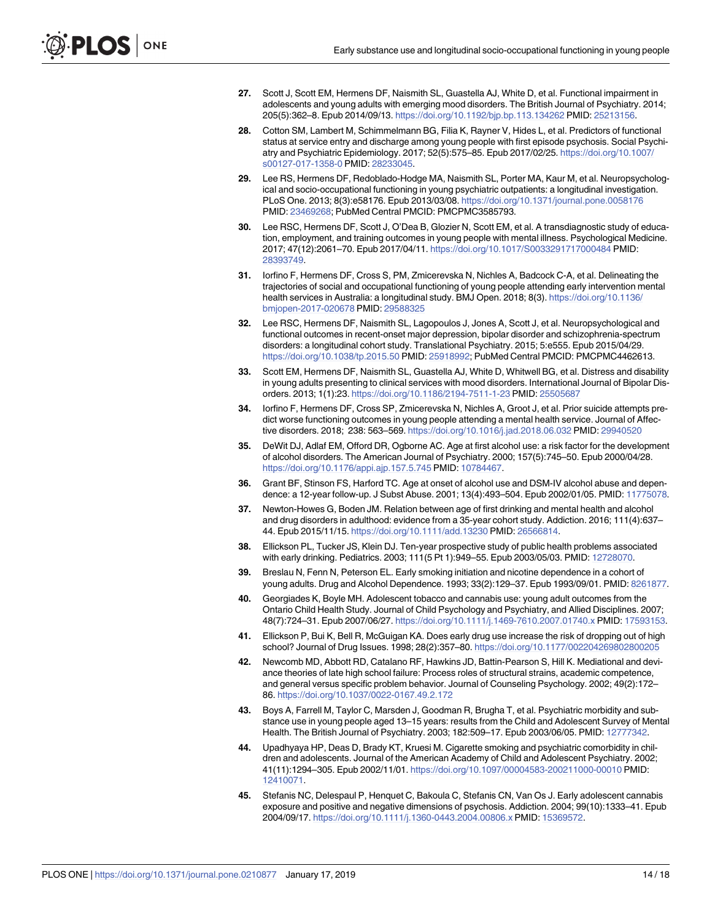27. Scott J, Scott EM, Hermens DF, Naismith SL, Guastella AJ, White D, et al. Functional impairment in adolescents and young adults with emerging mood disorders. The British Journal of Psychiatry. 2014; 205(5):362–8. Epub 2014/09/13. https://doi.org/10.1192/bjp.bp.113.134262 PMID: 25213156.

28. Cotton SM, Lambert M, Schimmelmann BG, Filia K, Rayner V, Hides L, et al. Predictors of functional status at service entry and discharge among young people with first episode psychosis. Social Psychiatry and Psychiatric Epidemiology. 2017; 52(5):575–85. Epub 2017/02/25. https://doi.org/10.1007/s00127-017-1358-0 PMID: 28233045.

29. Lee RS, Hermens DF, Redoblado-Hodge MA, Naismith SL, Porter MA, Kaur M, et al. Neuropsychological and socio-occupational functioning in young psychiatric outpatients: a longitudinal investigation. PLoS One. 2013; 8(3):e58176. Epub 2013/03/08. https://doi.org/10.1371/journal.pone.0058176 PMID: 23469268; PubMed Central PMCID: PMCPMC3585793.

30. Lee RSC, Hermens DF, Scott J, O'Dea B, Glozier N, Scott EM, et al. A transdiagnostic study of education, employment, and training outcomes in young people with mental illness. Psychological Medicine. 2017; 47(12):2061–70. Epub 2017/04/11. https://doi.org/10.1017/S0033291717000484 PMID: 28393749.

31. Iorfino F, Hermens DF, Cross S, PM, Zmicerevska N, Nichles A, Badcock C-A, et al. Delineating the trajectories of social and occupational functioning of young people attending early intervention mental health services in Australia: a longitudinal study. BMJ Open. 2018; 8(3). https://doi.org/10.1136/bmjopen-2017-020678 PMID: 29588325

32. Lee RSC, Hermens DF, Naismith SL, Lagopoulos J, Jones A, Scott J, et al. Neuropsychological and functional outcomes in recent-onset major depression, bipolar disorder and schizophrenia-spectrum disorders: a longitudinal cohort study. Translational Psychiatry. 2015; 5:e555. Epub 2015/04/29. https://doi.org/10.1038/tp.2015.50 PMID: 25918992; PubMed Central PMCID: PMCPMC4462613.

33. Scott EM, Hermens DF, Naismith SL, Guastella AJ, White D, Whitwell BG, et al. Distress and disability in young adults presenting to clinical services with mood disorders. International Journal of Bipolar Disorders. 2013; 1(1):23. https://doi.org/10.1186/2194-7511-1-23 PMID: 25505687

34. Iorfino F, Hermens DF, Cross SP, Zmicerevska N, Nichles A, Groot J, et al. Prior suicide attempts predict worse functioning outcomes in young people attending a mental health service. Journal of Affective disorders. 2018; 238: 563–569. https://doi.org/10.1016/j.jad.2018.06.032 PMID: 29940520

35. DeWit DJ, Adlaf EM, Offord DR, Ogborne AC. Age at first alcohol use: a risk factor for the development of alcohol disorders. The American Journal of Psychiatry. 2000; 157(5):745–50. Epub 2000/04/28. https://doi.org/10.1176/appi.ajp.157.5.745 PMID: 10784467.

36. Grant BF, Stinson FS, Harford TC. Age at onset of alcohol use and DSM-IV alcohol abuse and dependence: a 12-year follow-up. J Subst Abuse. 2001; 13(4):493–504. Epub 2002/01/05. PMID: 11775078.

37. Newton-Howes G, Boden JM. Relation between age of first drinking and mental health and alcohol and drug disorders in adulthood: evidence from a 35-year cohort study. Addiction. 2016; 111(4):637–44. Epub 2015/11/15. https://doi.org/10.1111/add.13230 PMID: 26566814.

38. Ellickson PL, Tucker JS, Klein DJ. Ten-year prospective study of public health problems associated with early drinking. Pediatrics. 2003; 111(5 Pt 1):949–55. Epub 2003/05/03. PMID: 12728070.

39. Breslau N, Fenn N, Peterson EL. Early smoking initiation and nicotine dependence in a cohort of young adults. Drug and Alcohol Dependence. 1993; 33(2):129–37. Epub 1993/09/01. PMID: 8261877.

40. Georgiades K, Boyle MH. Adolescent tobacco and cannabis use: young adult outcomes from the Ontario Child Health Study. Journal of Child Psychology and Psychiatry, and Allied Disciplines. 2007; 48(7):724–31. Epub 2007/06/27. https://doi.org/10.1111/j.1469-7610.2007.01740.x PMID: 17593153.

41. Ellickson P, Bui K, Bell R, McGuigan KA. Does early drug use increase the risk of dropping out of high school? Journal of Drug Issues. 1998; 28(2):357–80. https://doi.org/10.1177/002204269802800205

42. Newcomb MD, Abbott RD, Catalano RF, Hawkins JD, Battin-Pearson S, Hill K. Mediational and deviance theories of late high school failure: Process roles of structural strains, academic competence, and general versus specific problem behavior. Journal of Counseling Psychology. 2002; 49(2):172–86. https://doi.org/10.1037/0022-0167.49.2.172

43. Boys A, Farrell M, Taylor C, Marsden J, Goodman R, Brugha T, et al. Psychiatric morbidity and substance use in young people aged 13–15 years: results from the Child and Adolescent Survey of Mental Health. The British Journal of Psychiatry. 2003; 182:509–17. Epub 2003/06/05. PMID: 12777342.

44. Upadhyaya HP, Deas D, Brady KT, Kruesi M. Cigarette smoking and psychiatric comorbidity in children and adolescents. Journal of the American Academy of Child and Adolescent Psychiatry. 2002; 41(11):1294–305. Epub 2002/11/01. https://doi.org/10.1097/00004583-200211000-00010 PMID: 12410071.

45. Stefanis NC, Delespaul P, Henquet C, Bakoula C, Stefanis CN, Van Os J. Early adolescent cannabis exposure and positive and negative dimensions of psychosis. Addiction. 2004; 99(10):1333–41. Epub 2004/09/17. https://doi.org/10.1111/j.1360-0443.2004.00806.x PMID: 15369572.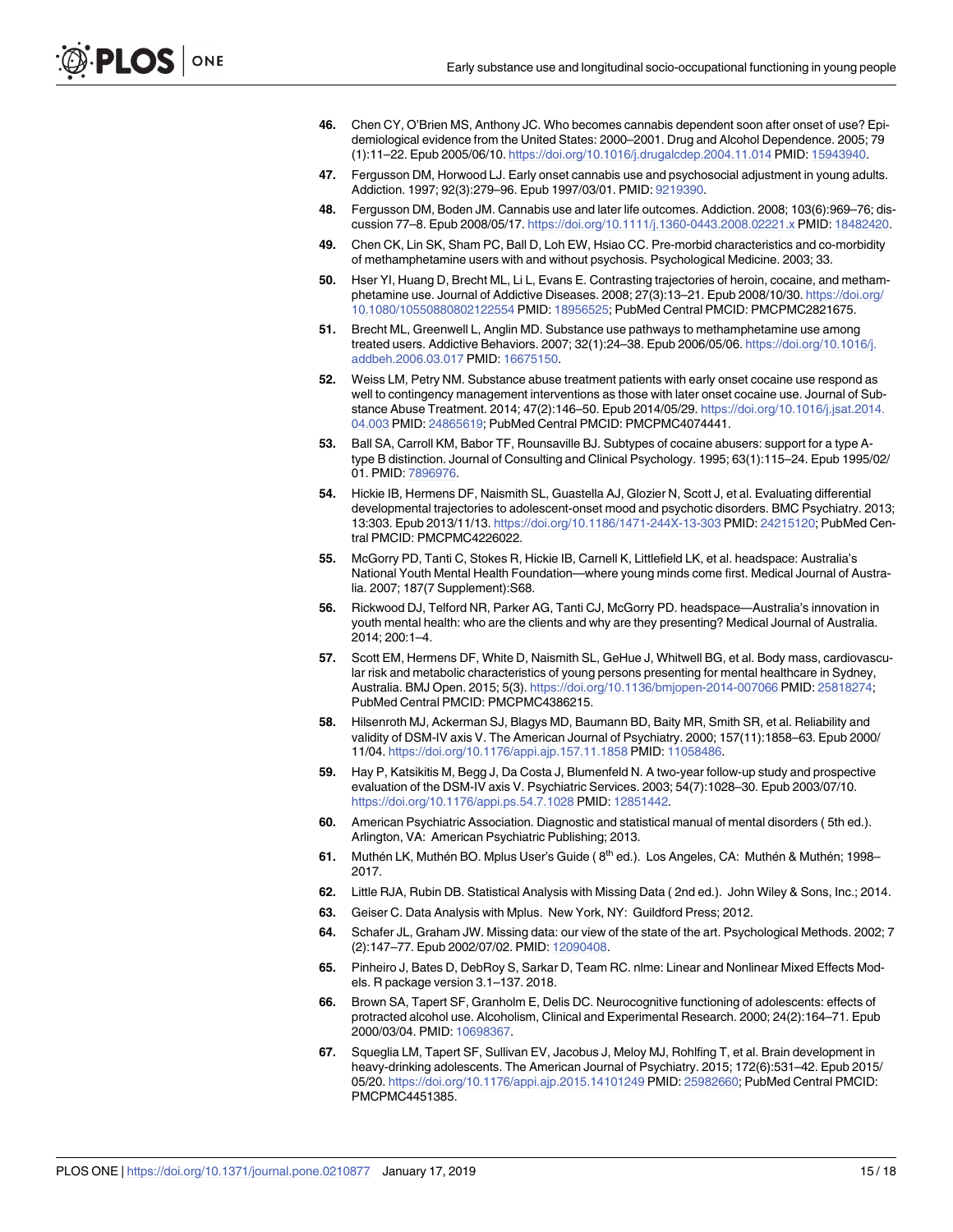46. Chen CY, O'Brien MS, Anthony JC. Who becomes cannabis dependent soon after onset of use? Epidemiological evidence from the United States: 2000–2001. Drug and Alcohol Dependence. 2005; 79 (1):11–22. Epub 2005/06/10. https://doi.org/10.1016/j.drugalcdep.2004.11.014 PMID: 15943940.

47. Fergusson DM, Horwood LJ. Early onset cannabis use and psychosocial adjustment in young adults. Addiction. 1997; 92(3):279–96. Epub 1997/03/01. PMID: 9219390.

48. Fergusson DM, Boden JM. Cannabis use and later life outcomes. Addiction. 2008; 103(6):969–76; discussion 77–8. Epub 2008/05/17. https://doi.org/10.1111/j.1360-0443.2008.02221.x PMID: 18482420.

49. Chen CK, Lin SK, Sham PC, Ball D, Loh EW, Hsiao CC. Pre-morbid characteristics and co-morbidity of methamphetamine users with and without psychosis. Psychological Medicine. 2003; 33.

50. Hser YI, Huang D, Brecht ML, Li L, Evans E. Contrasting trajectories of heroin, cocaine, and methamphetamine use. Journal of Addictive Diseases. 2008; 27(3):13–21. Epub 2008/10/30. https://doi.org/10.1080/10550880802122554 PMID: 18956525; PubMed Central PMCID: PMCPMC2821675.

51. Brecht ML, Greenwell L, Anglin MD. Substance use pathways to methamphetamine use among treated users. Addictive Behaviors. 2007; 32(1):24–38. Epub 2006/05/06. https://doi.org/10.1016/j.addbeh.2006.03.017 PMID: 16675150.

52. Weiss LM, Petry NM. Substance abuse treatment patients with early onset cocaine use respond as well to contingency management interventions as those with later onset cocaine use. Journal of Substance Abuse Treatment. 2014; 47(2):146–50. Epub 2014/05/29. https://doi.org/10.1016/j.jsat.2014.04.003 PMID: 24865619; PubMed Central PMCID: PMCPMC4074441.

53. Ball SA, Carroll KM, Babor TF, Rounsaville BJ. Subtypes of cocaine abusers: support for a type A-type B distinction. Journal of Consulting and Clinical Psychology. 1995; 63(1):115–24. Epub 1995/02/01. PMID: 7896976.

54. Hickie IB, Hermens DF, Naismith SL, Guastella AJ, Glozier N, Scott J, et al. Evaluating differential developmental trajectories to adolescent-onset mood and psychotic disorders. BMC Psychiatry. 2013; 13:303. Epub 2013/11/13. https://doi.org/10.1186/1471-244X-13-303 PMID: 24215120; PubMed Central PMCID: PMCPMC4226022.

55. McGorry PD, Tanti C, Stokes R, Hickie IB, Carnell K, Littlefield LK, et al. headspace: Australia's National Youth Mental Health Foundation—where young minds come first. Medical Journal of Australia. 2007; 187(7 Supplement):S68.

56. Rickwood DJ, Telford NR, Parker AG, Tanti CJ, McGorry PD. headspace—Australia's innovation in youth mental health: who are the clients and why are they presenting? Medical Journal of Australia. 2014; 200:1–4.

57. Scott EM, Hermens DF, White D, Naismith SL, GeHue J, Whitwell BG, et al. Body mass, cardiovascular risk and metabolic characteristics of young persons presenting for mental healthcare in Sydney, Australia. BMJ Open. 2015; 5(3). https://doi.org/10.1136/bmjopen-2014-007066 PMID: 25818274; PubMed Central PMCID: PMCPMC4386215.

58. Hilsenroth MJ, Ackerman SJ, Blagys MD, Baumann BD, Baity MR, Smith SR, et al. Reliability and validity of DSM-IV axis V. The American Journal of Psychiatry. 2000; 157(11):1858–63. Epub 2000/11/04. https://doi.org/10.1176/appi.ajp.157.11.1858 PMID: 11058486.

59. Hay P, Katsikitis M, Begg J, Da Costa J, Blumenfeld N. A two-year follow-up study and prospective evaluation of the DSM-IV axis V. Psychiatric Services. 2003; 54(7):1028–30. Epub 2003/07/10. https://doi.org/10.1176/appi.ps.54.7.1028 PMID: 12851442.

60. American Psychiatric Association. Diagnostic and statistical manual of mental disorders ( 5th ed.). Arlington, VA: American Psychiatric Publishing; 2013.

61. Muthén LK, Muthén BO. Mplus User's Guide ( 8th ed.). Los Angeles, CA: Muthén & Muthén; 1998–2017.

62. Little RJA, Rubin DB. Statistical Analysis with Missing Data ( 2nd ed.). John Wiley & Sons, Inc.; 2014.

63. Geiser C. Data Analysis with Mplus. New York, NY: Guildford Press; 2012.

64. Schafer JL, Graham JW. Missing data: our view of the state of the art. Psychological Methods. 2002; 7 (2):147–77. Epub 2002/07/02. PMID: 12090408.

65. Pinheiro J, Bates D, DebRoy S, Sarkar D, Team RC. nlme: Linear and Nonlinear Mixed Effects Models. R package version 3.1–137. 2018.

66. Brown SA, Tapert SF, Granholm E, Delis DC. Neurocognitive functioning of adolescents: effects of protracted alcohol use. Alcoholism, Clinical and Experimental Research. 2000; 24(2):164–71. Epub 2000/03/04. PMID: 10698367.

67. Squeglia LM, Tapert SF, Sullivan EV, Jacobus J, Meloy MJ, Rohlfing T, et al. Brain development in heavy-drinking adolescents. The American Journal of Psychiatry. 2015; 172(6):531–42. Epub 2015/05/20. https://doi.org/10.1176/appi.ajp.2015.14101249 PMID: 25982660; PubMed Central PMCID: PMCPMC4451385.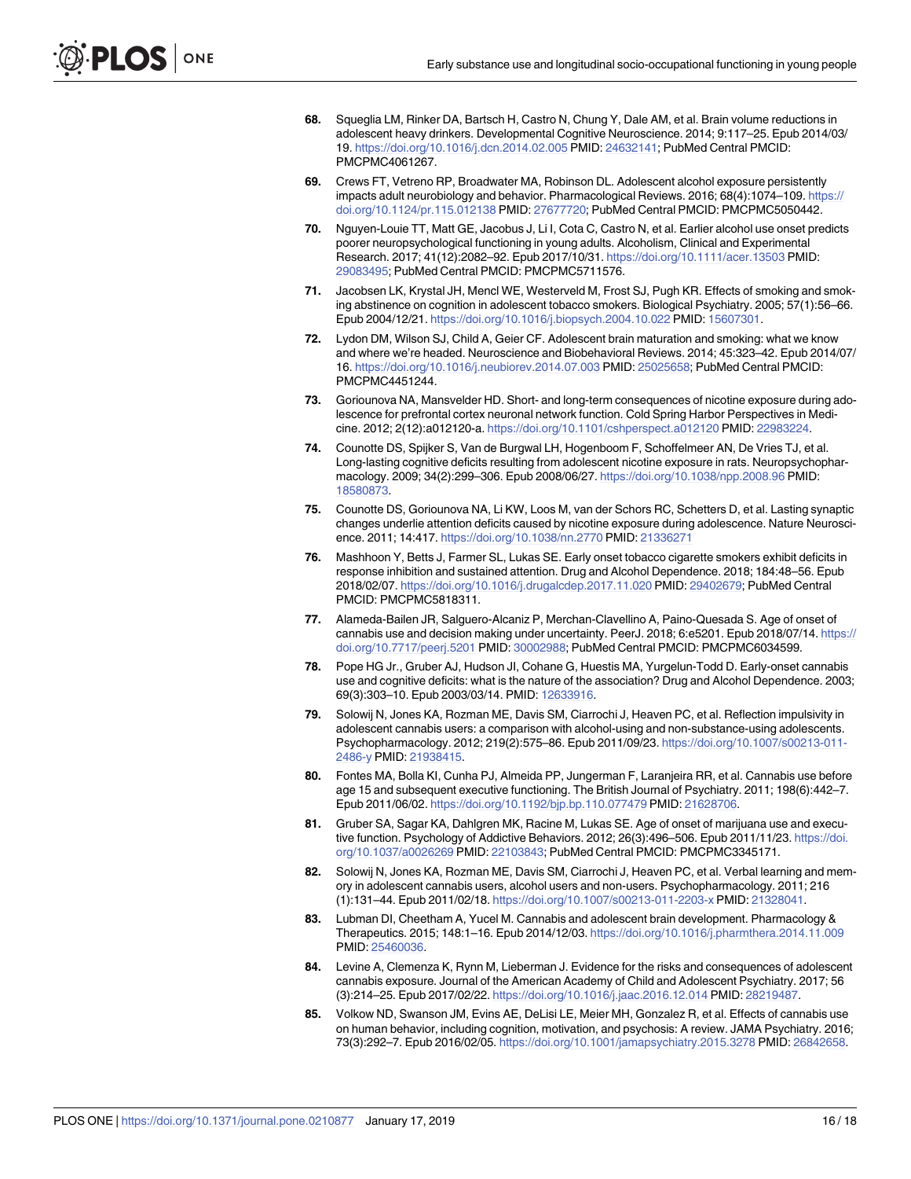68. Squeglia LM, Rinker DA, Bartsch H, Castro N, Chung Y, Dale AM, et al. Brain volume reductions in adolescent heavy drinkers. Developmental Cognitive Neuroscience. 2014; 9:117–25. Epub 2014/03/19. https://doi.org/10.1016/j.dcn.2014.02.005 PMID: 24632141; PubMed Central PMCID: PMCPMC4061267.

69. Crews FT, Vetreno RP, Broadwater MA, Robinson DL. Adolescent alcohol exposure persistently impacts adult neurobiology and behavior. Pharmacological Reviews. 2016; 68(4):1074–109. https://doi.org/10.1124/pr.115.012138 PMID: 27677720; PubMed Central PMCID: PMCPMC5050442.

70. Nguyen-Louie TT, Matt GE, Jacobus J, Li I, Cota C, Castro N, et al. Earlier alcohol use onset predicts poorer neuropsychological functioning in young adults. Alcoholism, Clinical and Experimental Research. 2017; 41(12):2082–92. Epub 2017/10/31. https://doi.org/10.1111/acer.13503 PMID: 29083495; PubMed Central PMCID: PMCPMC5711576.

71. Jacobsen LK, Krystal JH, Mencl WE, Westerveld M, Frost SJ, Pugh KR. Effects of smoking and smoking abstinence on cognition in adolescent tobacco smokers. Biological Psychiatry. 2005; 57(1):56–66. Epub 2004/12/21. https://doi.org/10.1016/j.biopsych.2004.10.022 PMID: 15607301.

72. Lydon DM, Wilson SJ, Child A, Geier CF. Adolescent brain maturation and smoking: what we know and where we're headed. Neuroscience and Biobehavioral Reviews. 2014; 45:323–42. Epub 2014/07/16. https://doi.org/10.1016/j.neubiorev.2014.07.003 PMID: 25025658; PubMed Central PMCID: PMCPMC4451244.

73. Goriounova NA, Mansvelder HD. Short- and long-term consequences of nicotine exposure during adolescence for prefrontal cortex neuronal network function. Cold Spring Harbor Perspectives in Medicine. 2012; 2(12):a012120-a. https://doi.org/10.1101/cshperspect.a012120 PMID: 22983224.

74. Counotte DS, Spijker S, Van de Burgwal LH, Hogenboom F, Schoffelmeer AN, De Vries TJ, et al. Long-lasting cognitive deficits resulting from adolescent nicotine exposure in rats. Neuropsychopharmacology. 2009; 34(2):299–306. Epub 2008/06/27. https://doi.org/10.1038/npp.2008.96 PMID: 18580873.

75. Counotte DS, Goriounova NA, Li KW, Loos M, van der Schors RC, Schetters D, et al. Lasting synaptic changes underlie attention deficits caused by nicotine exposure during adolescence. Nature Neuroscience. 2011; 14:417. https://doi.org/10.1038/nn.2770 PMID: 21336271

76. Mashhoon Y, Betts J, Farmer SL, Lukas SE. Early onset tobacco cigarette smokers exhibit deficits in response inhibition and sustained attention. Drug and Alcohol Dependence. 2018; 184:48–56. Epub 2018/02/07. https://doi.org/10.1016/j.drugalcdep.2017.11.020 PMID: 29402679; PubMed Central PMCID: PMCPMC5818311.

77. Alameda-Bailen JR, Salguero-Alcaniz P, Merchan-Clavellino A, Paino-Quesada S. Age of onset of cannabis use and decision making under uncertainty. PeerJ. 2018; 6:e5201. Epub 2018/07/14. https://doi.org/10.7717/peerj.5201 PMID: 30002988; PubMed Central PMCID: PMCPMC6034599.

78. Pope HG Jr., Gruber AJ, Hudson JI, Cohane G, Huestis MA, Yurgelun-Todd D. Early-onset cannabis use and cognitive deficits: what is the nature of the association? Drug and Alcohol Dependence. 2003; 69(3):303–10. Epub 2003/03/14. PMID: 12633916.

79. Solowij N, Jones KA, Rozman ME, Davis SM, Ciarrochi J, Heaven PC, et al. Reflection impulsivity in adolescent cannabis users: a comparison with alcohol-using and non-substance-using adolescents. Psychopharmacology. 2012; 219(2):575–86. Epub 2011/09/23. https://doi.org/10.1007/s00213-011-2486-y PMID: 21938415.

80. Fontes MA, Bolla KI, Cunha PJ, Almeida PP, Jungerman F, Laranjeira RR, et al. Cannabis use before age 15 and subsequent executive functioning. The British Journal of Psychiatry. 2011; 198(6):442–7. Epub 2011/06/02. https://doi.org/10.1192/bjp.bp.110.077479 PMID: 21628706.

81. Gruber SA, Sagar KA, Dahlgren MK, Racine M, Lukas SE. Age of onset of marijuana use and executive function. Psychology of Addictive Behaviors. 2012; 26(3):496–506. Epub 2011/11/23. https://doi.org/10.1037/a0026269 PMID: 22103843; PubMed Central PMCID: PMCPMC3345171.

82. Solowij N, Jones KA, Rozman ME, Davis SM, Ciarrochi J, Heaven PC, et al. Verbal learning and memory in adolescent cannabis users, alcohol users and non-users. Psychopharmacology. 2011; 216 (1):131–44. Epub 2011/02/18. https://doi.org/10.1007/s00213-011-2203-x PMID: 21328041.

83. Lubman DI, Cheetham A, Yucel M. Cannabis and adolescent brain development. Pharmacology & Therapeutics. 2015; 148:1–16. Epub 2014/12/03. https://doi.org/10.1016/j.pharmthera.2014.11.009 PMID: 25460036.

84. Levine A, Clemenza K, Rynn M, Lieberman J. Evidence for the risks and consequences of adolescent cannabis exposure. Journal of the American Academy of Child and Adolescent Psychiatry. 2017; 56 (3):214–25. Epub 2017/02/22. https://doi.org/10.1016/j.jaac.2016.12.014 PMID: 28219487.

85. Volkow ND, Swanson JM, Evins AE, DeLisi LE, Meier MH, Gonzalez R, et al. Effects of cannabis use on human behavior, including cognition, motivation, and psychosis: A review. JAMA Psychiatry. 2016; 73(3):292–7. Epub 2016/02/05. https://doi.org/10.1001/jamapsychiatry.2015.3278 PMID: 26842658.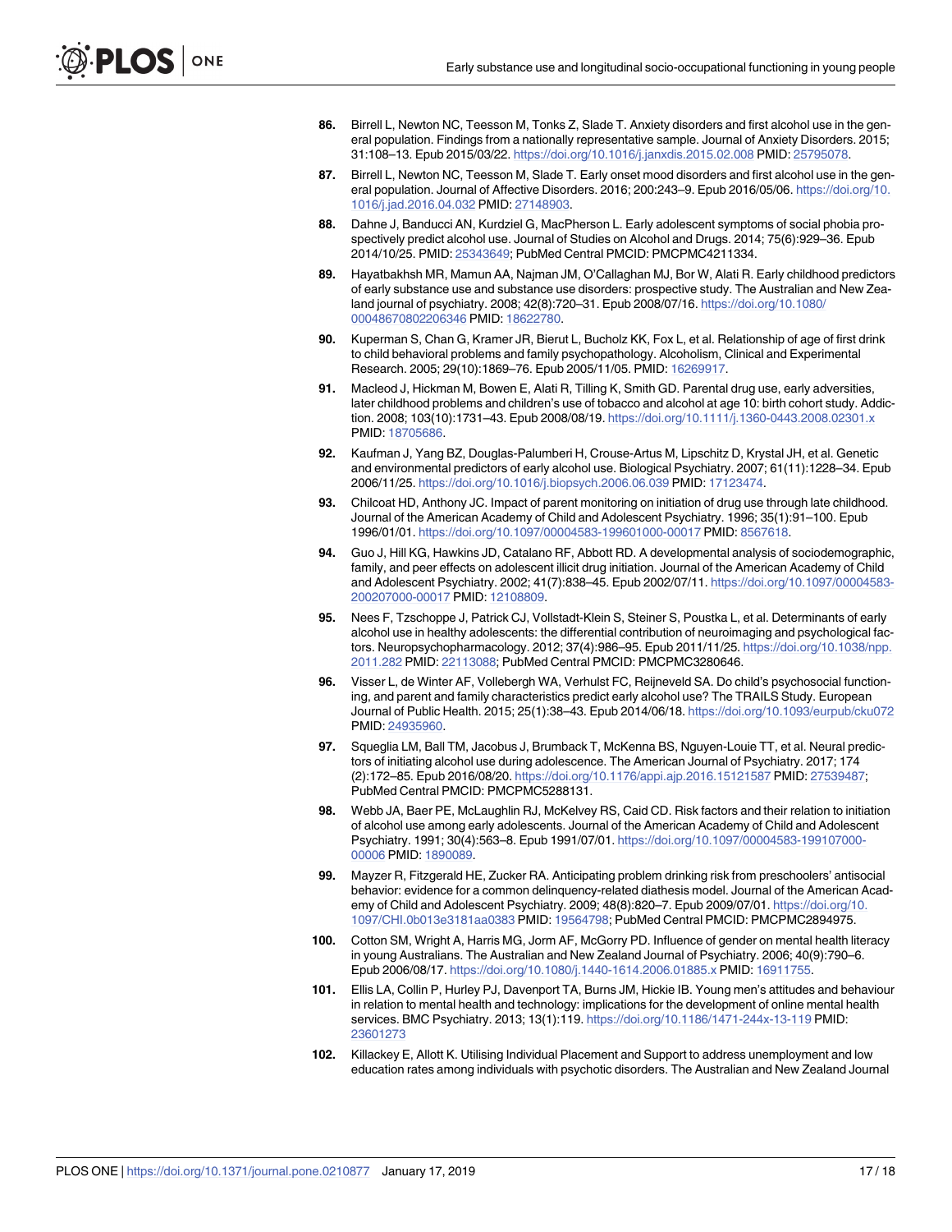86. Birrell L, Newton NC, Teesson M, Tonks Z, Slade T. Anxiety disorders and first alcohol use in the general population. Findings from a nationally representative sample. Journal of Anxiety Disorders. 2015; 31:108–13. Epub 2015/03/22. https://doi.org/10.1016/j.janxdis.2015.02.008 PMID: 25795078.

87. Birrell L, Newton NC, Teesson M, Slade T. Early onset mood disorders and first alcohol use in the general population. Journal of Affective Disorders. 2016; 200:243–9. Epub 2016/05/06. https://doi.org/10.1016/j.jad.2016.04.032 PMID: 27148903.

88. Dahne J, Banducci AN, Kurdziel G, MacPherson L. Early adolescent symptoms of social phobia prospectively predict alcohol use. Journal of Studies on Alcohol and Drugs. 2014; 75(6):929–36. Epub 2014/10/25. PMID: 25343649; PubMed Central PMCID: PMCPMC4211334.

89. Hayatbakhsh MR, Mamun AA, Najman JM, O'Callaghan MJ, Bor W, Alati R. Early childhood predictors of early substance use and substance use disorders: prospective study. The Australian and New Zealand journal of psychiatry. 2008; 42(8):720–31. Epub 2008/07/16. https://doi.org/10.1080/00048670802206346 PMID: 18622780.

90. Kuperman S, Chan G, Kramer JR, Bierut L, Bucholz KK, Fox L, et al. Relationship of age of first drink to child behavioral problems and family psychopathology. Alcoholism, Clinical and Experimental Research. 2005; 29(10):1869–76. Epub 2005/11/05. PMID: 16269917.

91. Macleod J, Hickman M, Bowen E, Alati R, Tilling K, Smith GD. Parental drug use, early adversities, later childhood problems and children's use of tobacco and alcohol at age 10: birth cohort study. Addiction. 2008; 103(10):1731–43. Epub 2008/08/19. https://doi.org/10.1111/j.1360-0443.2008.02301.x PMID: 18705686.

92. Kaufman J, Yang BZ, Douglas-Palumberi H, Crouse-Artus M, Lipschitz D, Krystal JH, et al. Genetic and environmental predictors of early alcohol use. Biological Psychiatry. 2007; 61(11):1228–34. Epub 2006/11/25. https://doi.org/10.1016/j.biopsych.2006.06.039 PMID: 17123474.

93. Chilcoat HD, Anthony JC. Impact of parent monitoring on initiation of drug use through late childhood. Journal of the American Academy of Child and Adolescent Psychiatry. 1996; 35(1):91–100. Epub 1996/01/01. https://doi.org/10.1097/00004583-199601000-00017 PMID: 8567618.

94. Guo J, Hill KG, Hawkins JD, Catalano RF, Abbott RD. A developmental analysis of sociodemographic, family, and peer effects on adolescent illicit drug initiation. Journal of the American Academy of Child and Adolescent Psychiatry. 2002; 41(7):838–45. Epub 2002/07/11. https://doi.org/10.1097/00004583-200207000-00017 PMID: 12108809.

95. Nees F, Tzschoppe J, Patrick CJ, Vollstadt-Klein S, Steiner S, Poustka L, et al. Determinants of early alcohol use in healthy adolescents: the differential contribution of neuroimaging and psychological factors. Neuropsychopharmacology. 2012; 37(4):986–95. Epub 2011/11/25. https://doi.org/10.1038/npp.2011.282 PMID: 22113088; PubMed Central PMCID: PMCPMC3280646.

96. Visser L, de Winter AF, Vollebergh WA, Verhulst FC, Reijneveld SA. Do child's psychosocial functioning, and parent and family characteristics predict early alcohol use? The TRAILS Study. European Journal of Public Health. 2015; 25(1):38–43. Epub 2014/06/18. https://doi.org/10.1093/eurpub/cku072 PMID: 24935960.

97. Squeglia LM, Ball TM, Jacobus J, Brumback T, McKenna BS, Nguyen-Louie TT, et al. Neural predictors of initiating alcohol use during adolescence. The American Journal of Psychiatry. 2017; 174(2):172–85. Epub 2016/08/20. https://doi.org/10.1176/appi.ajp.2016.15121587 PMID: 27539487; PubMed Central PMCID: PMCPMC5288131.

98. Webb JA, Baer PE, McLaughlin RJ, McKelvey RS, Caid CD. Risk factors and their relation to initiation of alcohol use among early adolescents. Journal of the American Academy of Child and Adolescent Psychiatry. 1991; 30(4):563–8. Epub 1991/07/01. https://doi.org/10.1097/00004583-199107000-00006 PMID: 1890089.

99. Mayzer R, Fitzgerald HE, Zucker RA. Anticipating problem drinking risk from preschoolers' antisocial behavior: evidence for a common delinquency-related diathesis model. Journal of the American Academy of Child and Adolescent Psychiatry. 2009; 48(8):820–7. Epub 2009/07/01. https://doi.org/10.1097/CHI.0b013e3181aa0383 PMID: 19564798; PubMed Central PMCID: PMCPMC2894975.

100. Cotton SM, Wright A, Harris MG, Jorm AF, McGorry PD. Influence of gender on mental health literacy in young Australians. The Australian and New Zealand Journal of Psychiatry. 2006; 40(9):790–6. Epub 2006/08/17. https://doi.org/10.1080/j.1440-1614.2006.01885.x PMID: 16911755.

101. Ellis LA, Collin P, Hurley PJ, Davenport TA, Burns JM, Hickie IB. Young men's attitudes and behaviour in relation to mental health and technology: implications for the development of online mental health services. BMC Psychiatry. 2013; 13(1):119. https://doi.org/10.1186/1471-244x-13-119 PMID: 23601273

102. Killackey E, Allott K. Utilising Individual Placement and Support to address unemployment and low education rates among individuals with psychotic disorders. The Australian and New Zealand Journal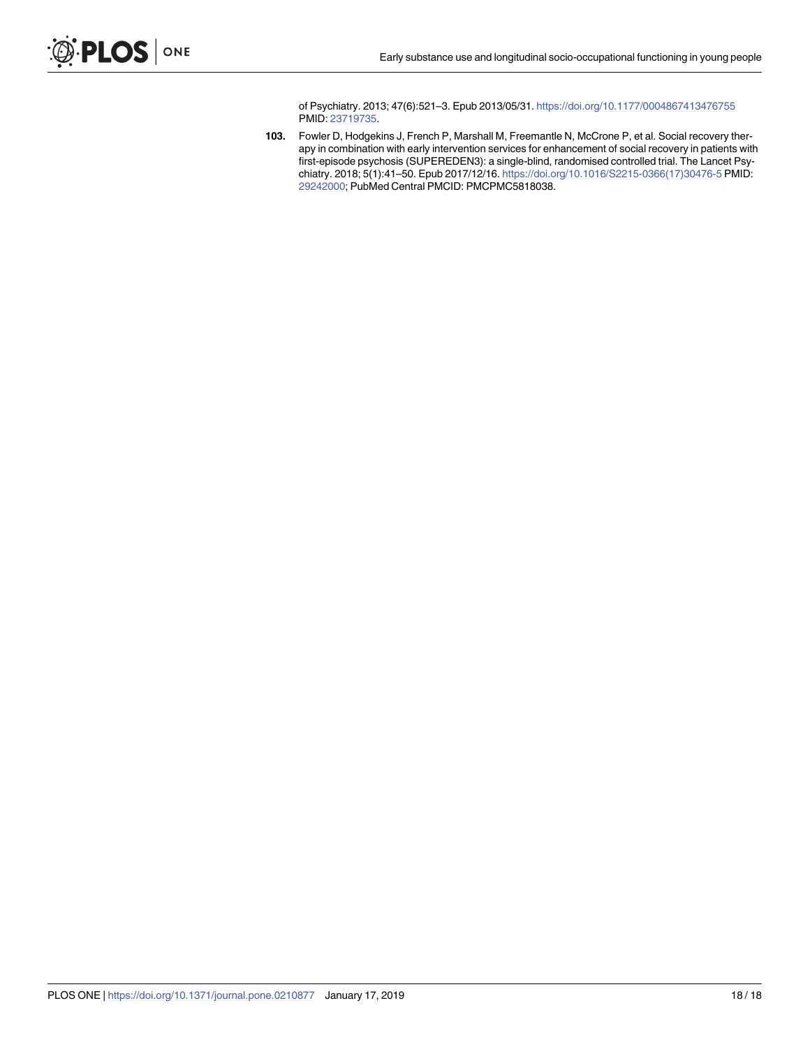of Psychiatry. 2013; 47(6):521–3. Epub 2013/05/31. https://doi.org/10.1177/0004867413476755 PMID: 23719735.

103. Fowler D, Hodgekins J, French P, Marshall M, Freemantle N, McCrone P, et al. Social recovery therapy in combination with early intervention services for enhancement of social recovery in patients with first-episode psychosis (SUPEREDEN3): a single-blind, randomised controlled trial. The Lancet Psychiatry. 2018; 5(1):41–50. Epub 2017/12/16. https://doi.org/10.1016/S2215-0366(17)30476-5 PMID: 29242000; PubMed Central PMCID: PMCPMC5818038.